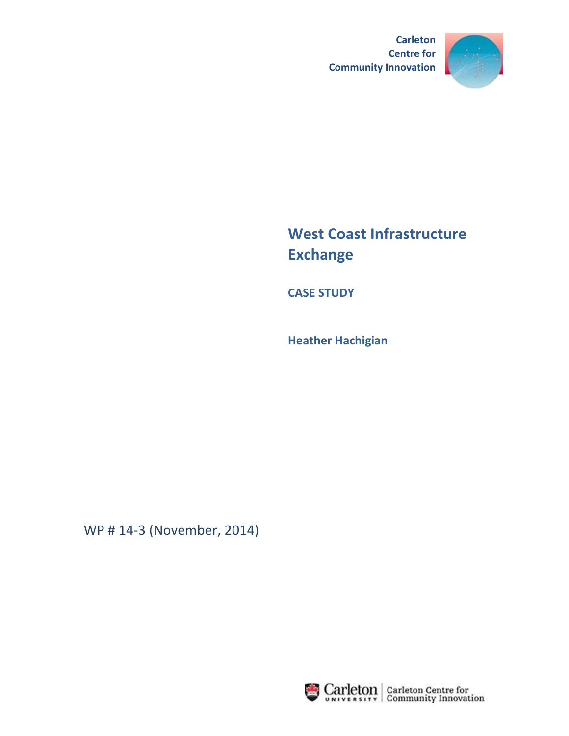Carleton Centre for Community Innovation

# West Coast Infrastructure Exchange

**CASE STUDY**

**Heather Hachigian**

WP # 14-3 (November, 2014)

Carleton University | Carleton Centre for Community Innovation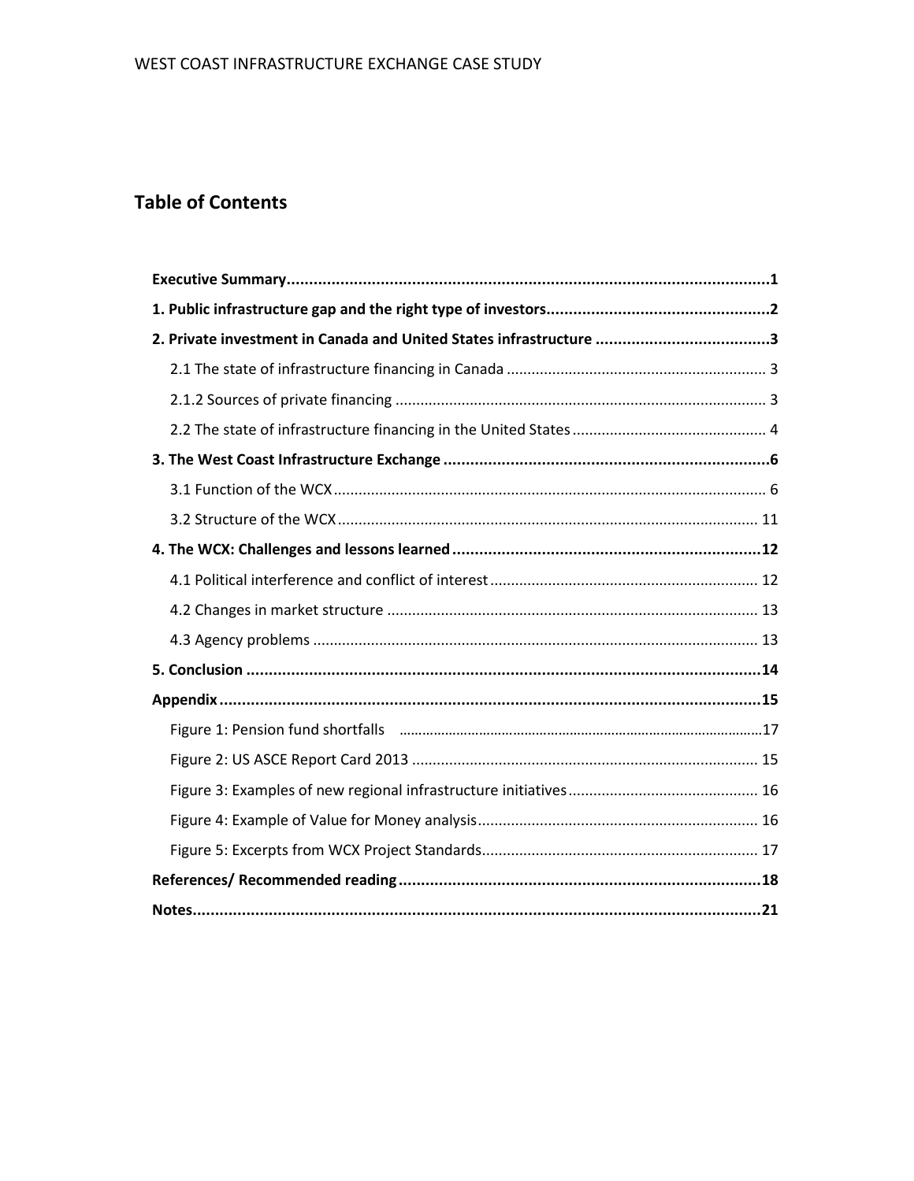## Table of Contents

**Executive Summary** ..... **1**

**1. Public infrastructure gap and the right type of investors** ..... **2**

**2. Private investment in Canada and United States infrastructure** ..... **3**

- 2.1 The state of infrastructure financing in Canada ..... 3
- 2.1.2 Sources of private financing ..... 3
- 2.2 The state of infrastructure financing in the United States ..... 4

**3. The West Coast Infrastructure Exchange** ..... **6**

- 3.1 Function of the WCX ..... 6
- 3.2 Structure of the WCX ..... 11

**4. The WCX: Challenges and lessons learned** ..... **12**

- 4.1 Political interference and conflict of interest ..... 12
- 4.2 Changes in market structure ..... 13
- 4.3 Agency problems ..... 13

**5. Conclusion** ..... **14**

**Appendix** ..... **15**

- Figure 1: Pension fund shortfalls ..... 17
- Figure 2: US ASCE Report Card 2013 ..... 15
- Figure 3: Examples of new regional infrastructure initiatives ..... 16
- Figure 4: Example of Value for Money analysis ..... 16
- Figure 5: Excerpts from WCX Project Standards ..... 17

**References/ Recommended reading** ..... **18**

**Notes** ..... **21**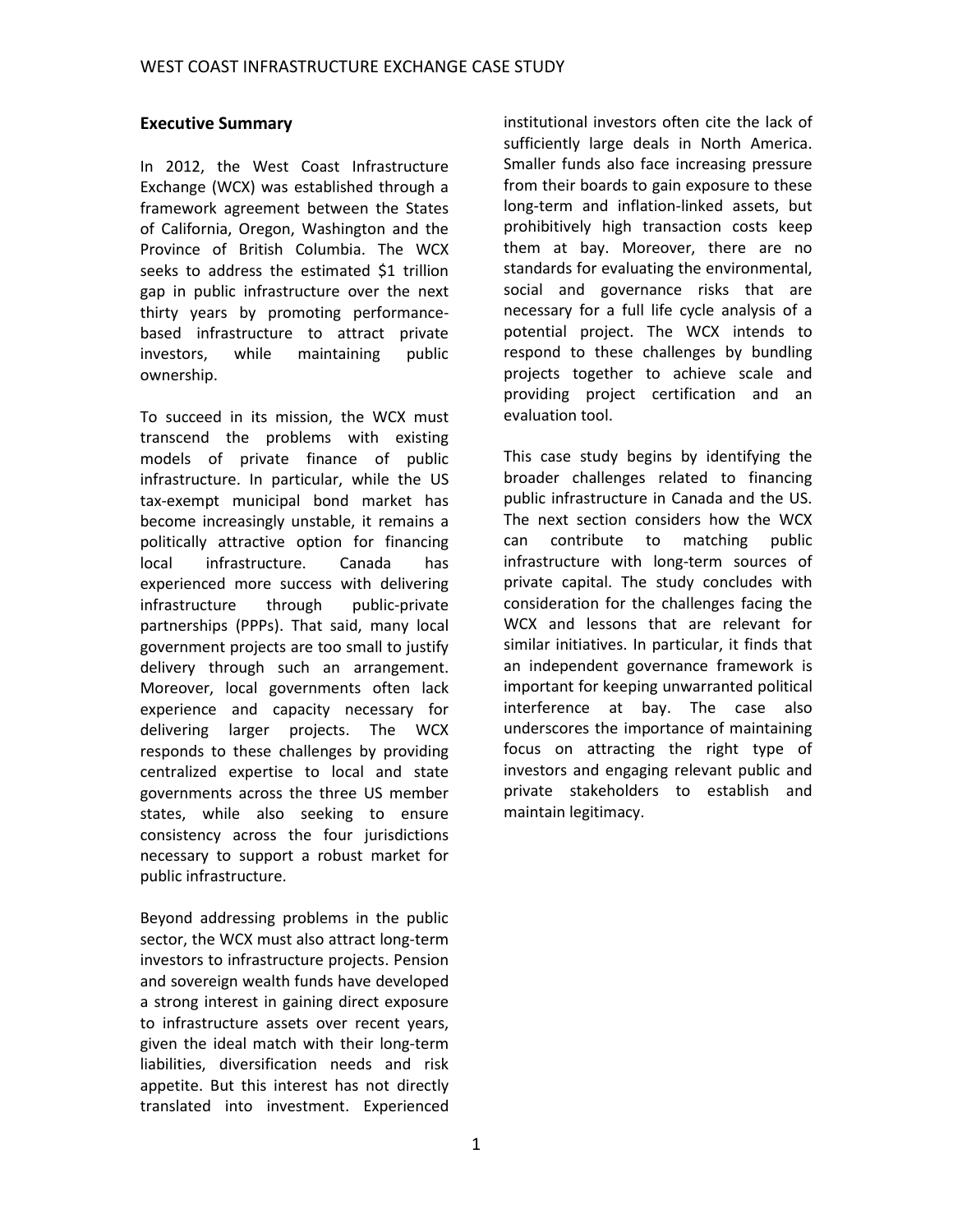## Executive Summary

In 2012, the West Coast Infrastructure Exchange (WCX) was established through a framework agreement between the States of California, Oregon, Washington and the Province of British Columbia. The WCX seeks to address the estimated $1 trillion gap in public infrastructure over the next thirty years by promoting performance-based infrastructure to attract private investors, while maintaining public ownership.

To succeed in its mission, the WCX must transcend the problems with existing models of private finance of public infrastructure. In particular, while the US tax-exempt municipal bond market has become increasingly unstable, it remains a politically attractive option for financing local infrastructure. Canada has experienced more success with delivering infrastructure through public-private partnerships (PPPs). That said, many local government projects are too small to justify delivery through such an arrangement. Moreover, local governments often lack experience and capacity necessary for delivering larger projects. The WCX responds to these challenges by providing centralized expertise to local and state governments across the three US member states, while also seeking to ensure consistency across the four jurisdictions necessary to support a robust market for public infrastructure.

Beyond addressing problems in the public sector, the WCX must also attract long-term investors to infrastructure projects. Pension and sovereign wealth funds have developed a strong interest in gaining direct exposure to infrastructure assets over recent years, given the ideal match with their long-term liabilities, diversification needs and risk appetite. But this interest has not directly translated into investment. Experienced institutional investors often cite the lack of sufficiently large deals in North America. Smaller funds also face increasing pressure from their boards to gain exposure to these long-term and inflation-linked assets, but prohibitively high transaction costs keep them at bay. Moreover, there are no standards for evaluating the environmental, social and governance risks that are necessary for a full life cycle analysis of a potential project. The WCX intends to respond to these challenges by bundling projects together to achieve scale and providing project certification and an evaluation tool.

This case study begins by identifying the broader challenges related to financing public infrastructure in Canada and the US. The next section considers how the WCX can contribute to matching public infrastructure with long-term sources of private capital. The study concludes with consideration for the challenges facing the WCX and lessons that are relevant for similar initiatives. In particular, it finds that an independent governance framework is important for keeping unwarranted political interference at bay. The case also underscores the importance of maintaining focus on attracting the right type of investors and engaging relevant public and private stakeholders to establish and maintain legitimacy.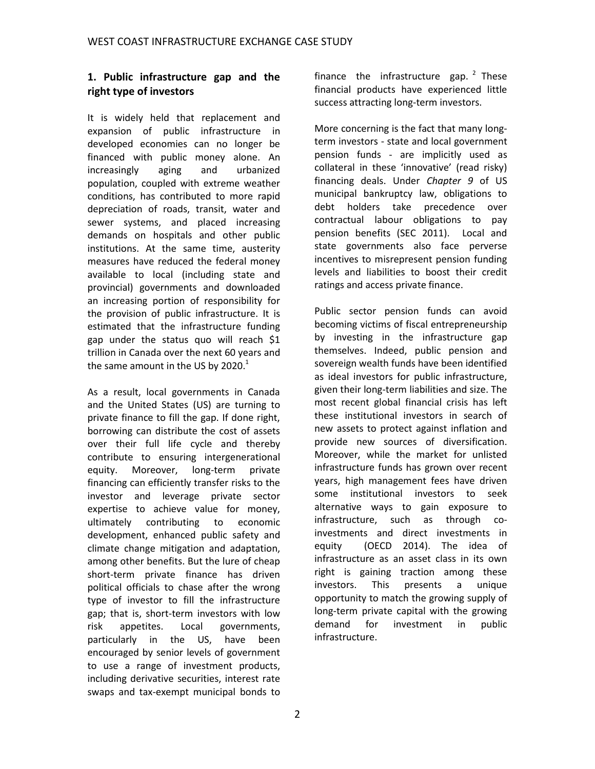## 1. Public infrastructure gap and the right type of investors

It is widely held that replacement and expansion of public infrastructure in developed economies can no longer be financed with public money alone. An increasingly aging and urbanized population, coupled with extreme weather conditions, has contributed to more rapid depreciation of roads, transit, water and sewer systems, and placed increasing demands on hospitals and other public institutions. At the same time, austerity measures have reduced the federal money available to local (including state and provincial) governments and downloaded an increasing portion of responsibility for the provision of public infrastructure. It is estimated that the infrastructure funding gap under the status quo will reach $1 trillion in Canada over the next 60 years and the same amount in the US by 2020.[1]

As a result, local governments in Canada and the United States (US) are turning to private finance to fill the gap. If done right, borrowing can distribute the cost of assets over their full life cycle and thereby contribute to ensuring intergenerational equity. Moreover, long-term private financing can efficiently transfer risks to the investor and leverage private sector expertise to achieve value for money, ultimately contributing to economic development, enhanced public safety and climate change mitigation and adaptation, among other benefits. But the lure of cheap short-term private finance has driven political officials to chase after the wrong type of investor to fill the infrastructure gap; that is, short-term investors with low risk appetites. Local governments, particularly in the US, have been encouraged by senior levels of government to use a range of investment products, including derivative securities, interest rate swaps and tax-exempt municipal bonds to finance the infrastructure gap.[2] These financial products have experienced little success attracting long-term investors.

More concerning is the fact that many long-term investors - state and local government pension funds - are implicitly used as collateral in these 'innovative' (read risky) financing deals. Under *Chapter 9* of US municipal bankruptcy law, obligations to debt holders take precedence over contractual labour obligations to pay pension benefits (SEC 2011). Local and state governments also face perverse incentives to misrepresent pension funding levels and liabilities to boost their credit ratings and access private finance.

Public sector pension funds can avoid becoming victims of fiscal entrepreneurship by investing in the infrastructure gap themselves. Indeed, public pension and sovereign wealth funds have been identified as ideal investors for public infrastructure, given their long-term liabilities and size. The most recent global financial crisis has left these institutional investors in search of new assets to protect against inflation and provide new sources of diversification. Moreover, while the market for unlisted infrastructure funds has grown over recent years, high management fees have driven some institutional investors to seek alternative ways to gain exposure to infrastructure, such as through co-investments and direct investments in equity (OECD 2014). The idea of infrastructure as an asset class in its own right is gaining traction among these investors. This presents a unique opportunity to match the growing supply of long-term private capital with the growing demand for investment in public infrastructure.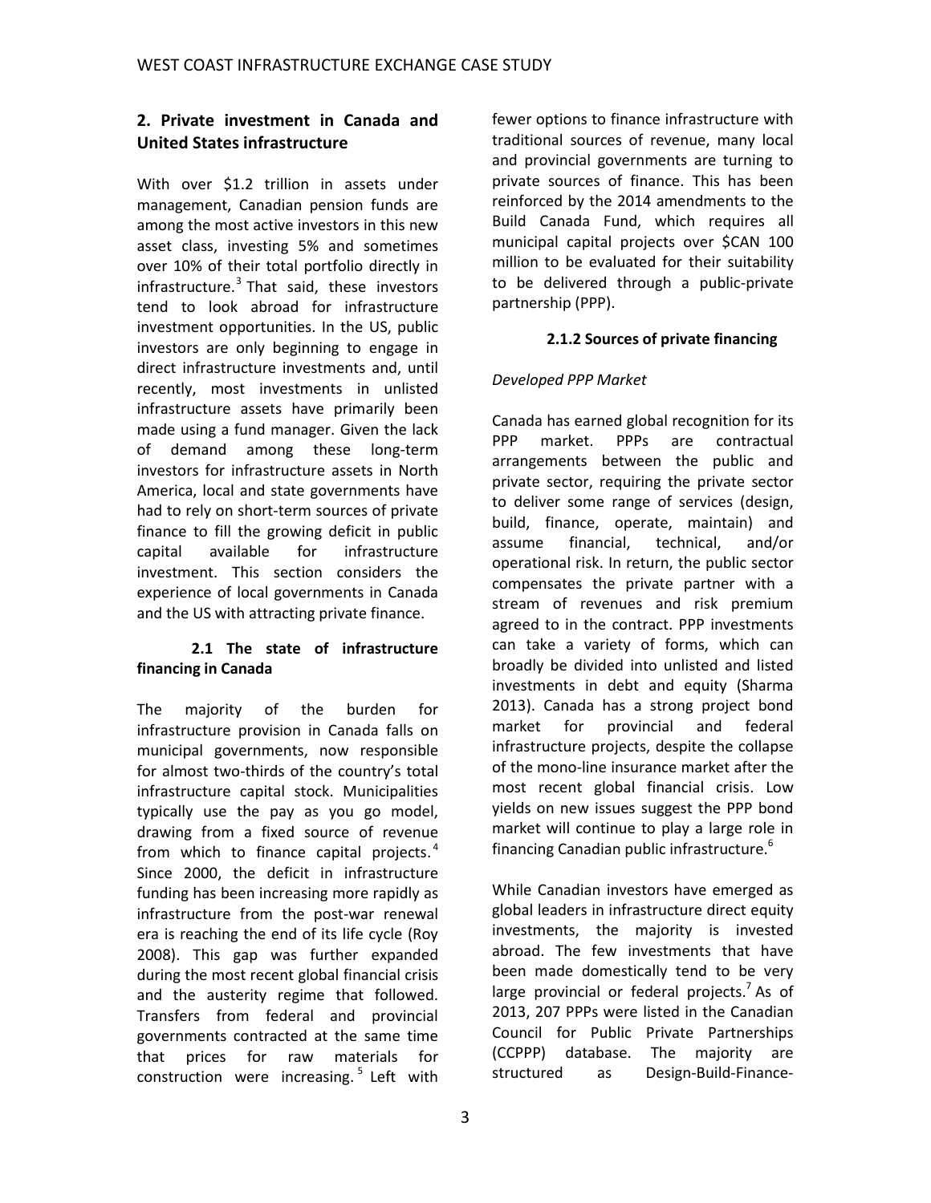## 2. Private investment in Canada and United States infrastructure

With over $1.2 trillion in assets under management, Canadian pension funds are among the most active investors in this new asset class, investing 5% and sometimes over 10% of their total portfolio directly in infrastructure.[3] That said, these investors tend to look abroad for infrastructure investment opportunities. In the US, public investors are only beginning to engage in direct infrastructure investments and, until recently, most investments in unlisted infrastructure assets have primarily been made using a fund manager. Given the lack of demand among these long-term investors for infrastructure assets in North America, local and state governments have had to rely on short-term sources of private finance to fill the growing deficit in public capital available for infrastructure investment. This section considers the experience of local governments in Canada and the US with attracting private finance.

### 2.1 The state of infrastructure financing in Canada

The majority of the burden for infrastructure provision in Canada falls on municipal governments, now responsible for almost two-thirds of the country's total infrastructure capital stock. Municipalities typically use the pay as you go model, drawing from a fixed source of revenue from which to finance capital projects.[4] Since 2000, the deficit in infrastructure funding has been increasing more rapidly as infrastructure from the post-war renewal era is reaching the end of its life cycle (Roy 2008). This gap was further expanded during the most recent global financial crisis and the austerity regime that followed. Transfers from federal and provincial governments contracted at the same time that prices for raw materials for construction were increasing.[5] Left with fewer options to finance infrastructure with traditional sources of revenue, many local and provincial governments are turning to private sources of finance. This has been reinforced by the 2014 amendments to the Build Canada Fund, which requires all municipal capital projects over $CAN 100 million to be evaluated for their suitability to be delivered through a public-private partnership (PPP).

#### 2.1.2 Sources of private financing

*Developed PPP Market*

Canada has earned global recognition for its PPP market. PPPs are contractual arrangements between the public and private sector, requiring the private sector to deliver some range of services (design, build, finance, operate, maintain) and assume financial, technical, and/or operational risk. In return, the public sector compensates the private partner with a stream of revenues and risk premium agreed to in the contract. PPP investments can take a variety of forms, which can broadly be divided into unlisted and listed investments in debt and equity (Sharma 2013). Canada has a strong project bond market for provincial and federal infrastructure projects, despite the collapse of the mono-line insurance market after the most recent global financial crisis. Low yields on new issues suggest the PPP bond market will continue to play a large role in financing Canadian public infrastructure.[6]

While Canadian investors have emerged as global leaders in infrastructure direct equity investments, the majority is invested abroad. The few investments that have been made domestically tend to be very large provincial or federal projects.[7] As of 2013, 207 PPPs were listed in the Canadian Council for Public Private Partnerships (CCPPP) database. The majority are structured as Design-Build-Finance-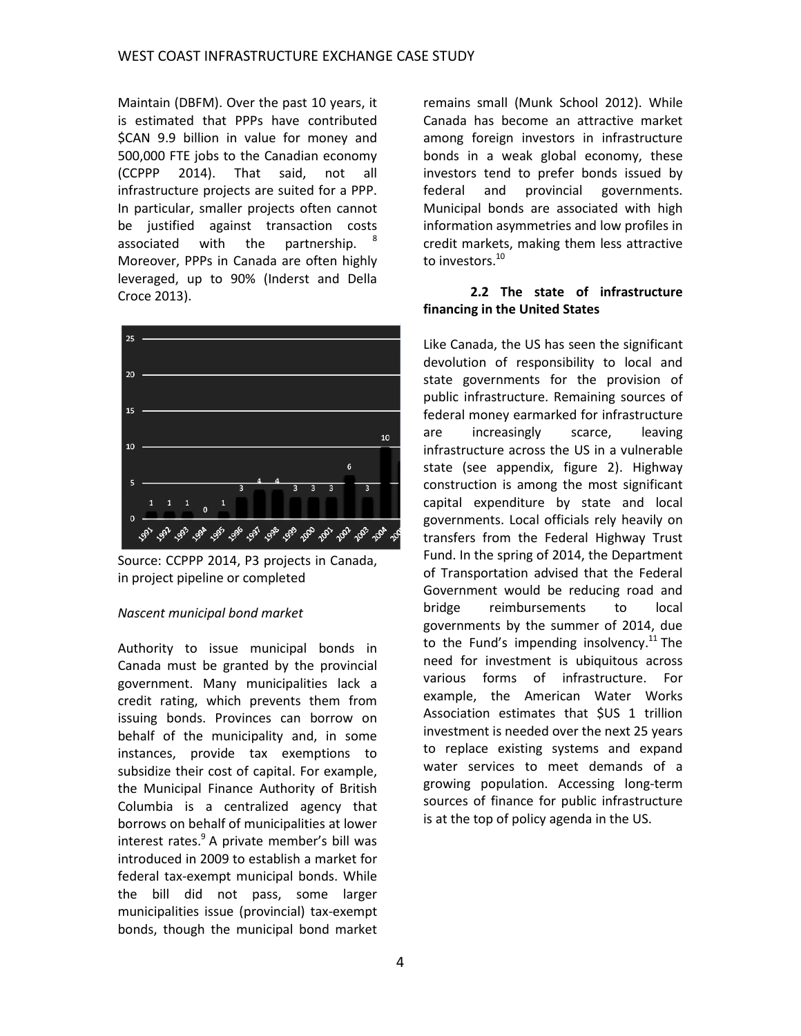Maintain (DBFM). Over the past 10 years, it is estimated that PPPs have contributed $CAN 9.9 billion in value for money and 500,000 FTE jobs to the Canadian economy (CCPPP 2014). That said, not all infrastructure projects are suited for a PPP. In particular, smaller projects often cannot be justified against transaction costs associated with the partnership.[8] Moreover, PPPs in Canada are often highly leveraged, up to 90% (Inderst and Della Croce 2013).

Source: CCPPP 2014, P3 projects in Canada, in project pipeline or completed

*Nascent municipal bond market*

Authority to issue municipal bonds in Canada must be granted by the provincial government. Many municipalities lack a credit rating, which prevents them from issuing bonds. Provinces can borrow on behalf of the municipality and, in some instances, provide tax exemptions to subsidize their cost of capital. For example, the Municipal Finance Authority of British Columbia is a centralized agency that borrows on behalf of municipalities at lower interest rates.[9] A private member's bill was introduced in 2009 to establish a market for federal tax-exempt municipal bonds. While the bill did not pass, some larger municipalities issue (provincial) tax-exempt bonds, though the municipal bond market remains small (Munk School 2012). While Canada has become an attractive market among foreign investors in infrastructure bonds in a weak global economy, these investors tend to prefer bonds issued by federal and provincial governments. Municipal bonds are associated with high information asymmetries and low profiles in credit markets, making them less attractive to investors.[10]

### 2.2 The state of infrastructure financing in the United States

Like Canada, the US has seen the significant devolution of responsibility to local and state governments for the provision of public infrastructure. Remaining sources of federal money earmarked for infrastructure are increasingly scarce, leaving infrastructure across the US in a vulnerable state (see appendix, figure 2). Highway construction is among the most significant capital expenditure by state and local governments. Local officials rely heavily on transfers from the Federal Highway Trust Fund. In the spring of 2014, the Department of Transportation advised that the Federal Government would be reducing road and bridge reimbursements to local governments by the summer of 2014, due to the Fund's impending insolvency.[11] The need for investment is ubiquitous across various forms of infrastructure. For example, the American Water Works Association estimates that $US 1 trillion investment is needed over the next 25 years to replace existing systems and expand water services to meet demands of a growing population. Accessing long-term sources of finance for public infrastructure is at the top of policy agenda in the US.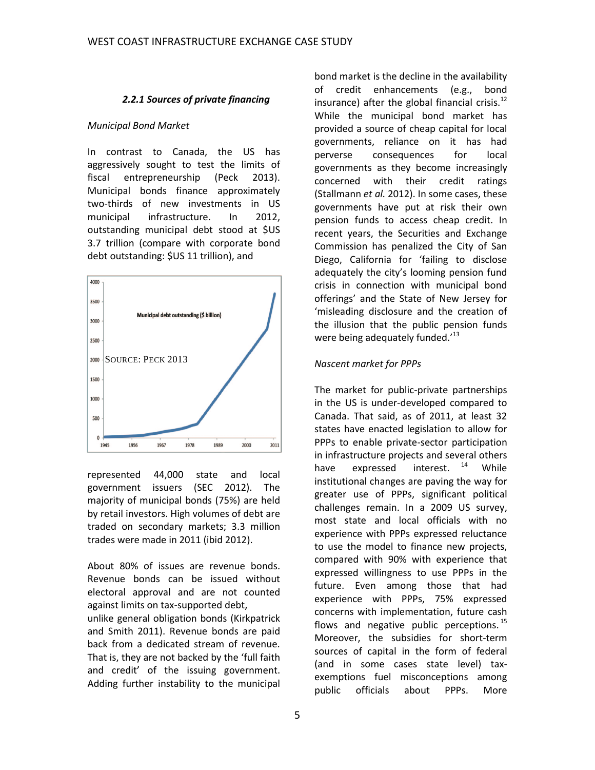#### *2.2.1 Sources of private financing*

*Municipal Bond Market*

In contrast to Canada, the US has aggressively sought to test the limits of fiscal entrepreneurship (Peck 2013). Municipal bonds finance approximately two-thirds of new investments in US municipal infrastructure. In 2012, outstanding municipal debt stood at $US 3.7 trillion (compare with corporate bond debt outstanding: $US 11 trillion), and represented 44,000 state and local government issuers (SEC 2012). The majority of municipal bonds (75%) are held by retail investors. High volumes of debt are traded on secondary markets; 3.3 million trades were made in 2011 (ibid 2012).

Municipal debt outstanding ($ billion)

SOURCE: PECK 2013

About 80% of issues are revenue bonds. Revenue bonds can be issued without electoral approval and are not counted against limits on tax-supported debt, unlike general obligation bonds (Kirkpatrick and Smith 2011). Revenue bonds are paid back from a dedicated stream of revenue. That is, they are not backed by the 'full faith and credit' of the issuing government. Adding further instability to the municipal bond market is the decline in the availability of credit enhancements (e.g., bond insurance) after the global financial crisis.[12] While the municipal bond market has provided a source of cheap capital for local governments, reliance on it has had perverse consequences for local governments as they become increasingly concerned with their credit ratings (Stallmann *et al.* 2012). In some cases, these governments have put at risk their own pension funds to access cheap credit. In recent years, the Securities and Exchange Commission has penalized the City of San Diego, California for 'failing to disclose adequately the city's looming pension fund crisis in connection with municipal bond offerings' and the State of New Jersey for 'misleading disclosure and the creation of the illusion that the public pension funds were being adequately funded.'[13]

*Nascent market for PPPs*

The market for public-private partnerships in the US is under-developed compared to Canada. That said, as of 2011, at least 32 states have enacted legislation to allow for PPPs to enable private-sector participation in infrastructure projects and several others have expressed interest.[14] While institutional changes are paving the way for greater use of PPPs, significant political challenges remain. In a 2009 US survey, most state and local officials with no experience with PPPs expressed reluctance to use the model to finance new projects, compared with 90% with experience that expressed willingness to use PPPs in the future. Even among those that had experience with PPPs, 75% expressed concerns with implementation, future cash flows and negative public perceptions.[15] Moreover, the subsidies for short-term sources of capital in the form of federal (and in some cases state level) tax-exemptions fuel misconceptions among public officials about PPPs. More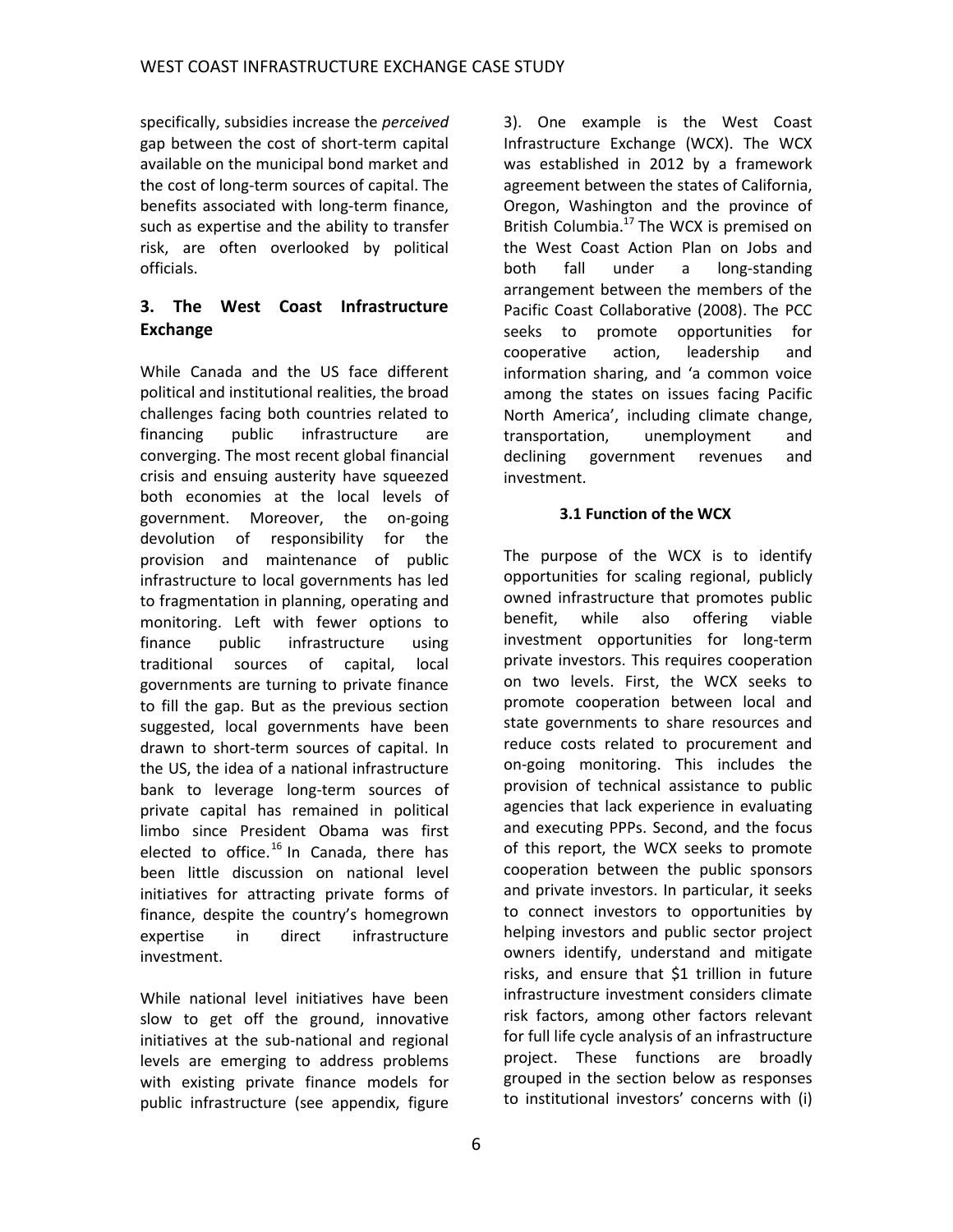specifically, subsidies increase the *perceived* gap between the cost of short-term capital available on the municipal bond market and the cost of long-term sources of capital. The benefits associated with long-term finance, such as expertise and the ability to transfer risk, are often overlooked by political officials.

## 3. The West Coast Infrastructure Exchange

While Canada and the US face different political and institutional realities, the broad challenges facing both countries related to financing public infrastructure are converging. The most recent global financial crisis and ensuing austerity have squeezed both economies at the local levels of government. Moreover, the on-going devolution of responsibility for the provision and maintenance of public infrastructure to local governments has led to fragmentation in planning, operating and monitoring. Left with fewer options to finance public infrastructure using traditional sources of capital, local governments are turning to private finance to fill the gap. But as the previous section suggested, local governments have been drawn to short-term sources of capital. In the US, the idea of a national infrastructure bank to leverage long-term sources of private capital has remained in political limbo since President Obama was first elected to office.[16] In Canada, there has been little discussion on national level initiatives for attracting private forms of finance, despite the country's homegrown expertise in direct infrastructure investment.

While national level initiatives have been slow to get off the ground, innovative initiatives at the sub-national and regional levels are emerging to address problems with existing private finance models for public infrastructure (see appendix, figure 3). One example is the West Coast Infrastructure Exchange (WCX). The WCX was established in 2012 by a framework agreement between the states of California, Oregon, Washington and the province of British Columbia.[17] The WCX is premised on the West Coast Action Plan on Jobs and both fall under a long-standing arrangement between the members of the Pacific Coast Collaborative (2008). The PCC seeks to promote opportunities for cooperative action, leadership and information sharing, and 'a common voice among the states on issues facing Pacific North America', including climate change, transportation, unemployment and declining government revenues and investment.

### 3.1 Function of the WCX

The purpose of the WCX is to identify opportunities for scaling regional, publicly owned infrastructure that promotes public benefit, while also offering viable investment opportunities for long-term private investors. This requires cooperation on two levels. First, the WCX seeks to promote cooperation between local and state governments to share resources and reduce costs related to procurement and on-going monitoring. This includes the provision of technical assistance to public agencies that lack experience in evaluating and executing PPPs. Second, and the focus of this report, the WCX seeks to promote cooperation between the public sponsors and private investors. In particular, it seeks to connect investors to opportunities by helping investors and public sector project owners identify, understand and mitigate risks, and ensure that $1 trillion in future infrastructure investment considers climate risk factors, among other factors relevant for full life cycle analysis of an infrastructure project. These functions are broadly grouped in the section below as responses to institutional investors' concerns with (i)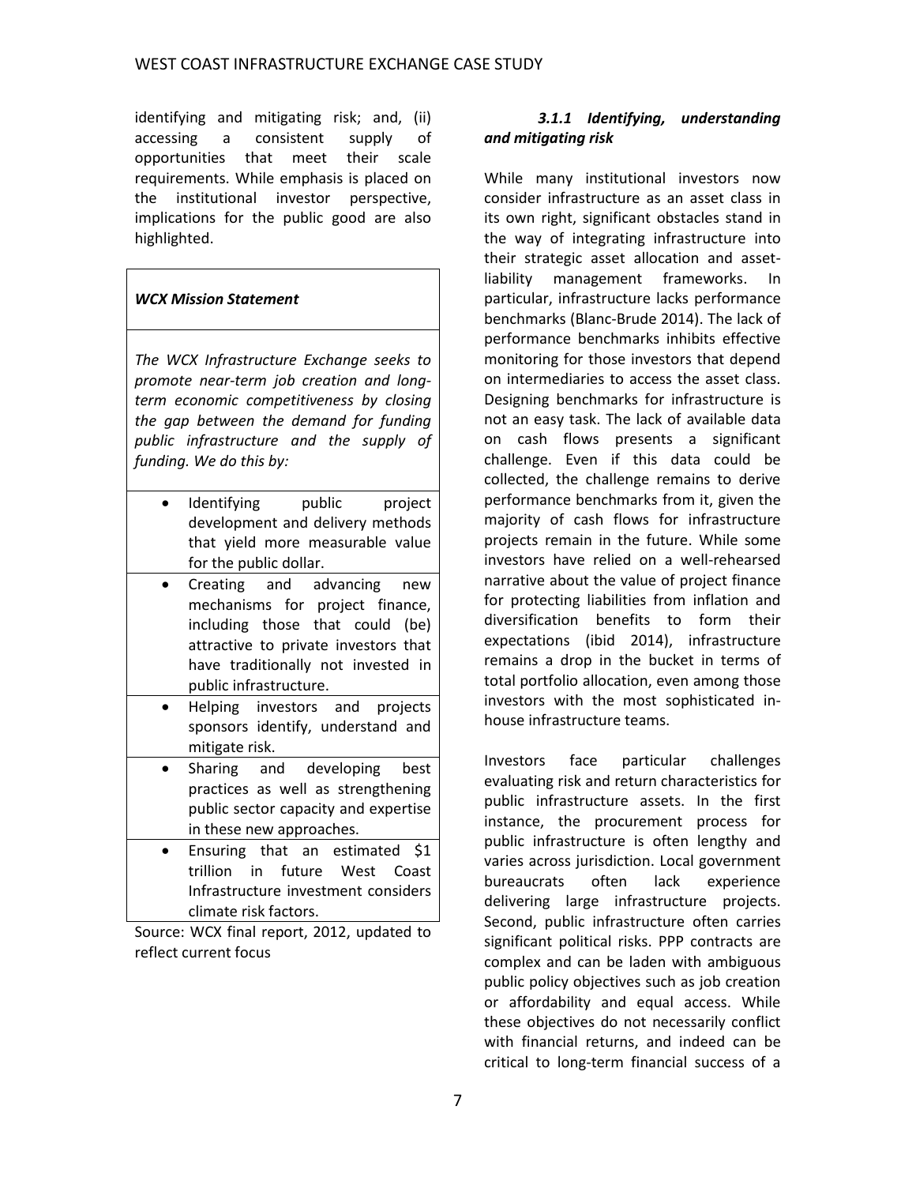identifying and mitigating risk; and, (ii) accessing a consistent supply of opportunities that meet their scale requirements. While emphasis is placed on the institutional investor perspective, implications for the public good are also highlighted.

| *WCX Mission Statement* |
| --- |
| *The WCX Infrastructure Exchange seeks to promote near-term job creation and long-term economic competitiveness by closing the gap between the demand for funding public infrastructure and the supply of funding. We do this by:* |
| • Identifying public project development and delivery methods that yield more measurable value for the public dollar. |
| • Creating and advancing new mechanisms for project finance, including those that could (be) attractive to private investors that have traditionally not invested in public infrastructure. |
| • Helping investors and projects sponsors identify, understand and mitigate risk. |
| • Sharing and developing best practices as well as strengthening public sector capacity and expertise in these new approaches. |
| • Ensuring that an estimated $1 trillion in future West Coast Infrastructure investment considers climate risk factors. |

Source: WCX final report, 2012, updated to reflect current focus

#### *3.1.1 Identifying, understanding and mitigating risk*

While many institutional investors now consider infrastructure as an asset class in its own right, significant obstacles stand in the way of integrating infrastructure into their strategic asset allocation and asset-liability management frameworks. In particular, infrastructure lacks performance benchmarks (Blanc-Brude 2014). The lack of performance benchmarks inhibits effective monitoring for those investors that depend on intermediaries to access the asset class. Designing benchmarks for infrastructure is not an easy task. The lack of available data on cash flows presents a significant challenge. Even if this data could be collected, the challenge remains to derive performance benchmarks from it, given the majority of cash flows for infrastructure projects remain in the future. While some investors have relied on a well-rehearsed narrative about the value of project finance for protecting liabilities from inflation and diversification benefits to form their expectations (ibid 2014), infrastructure remains a drop in the bucket in terms of total portfolio allocation, even among those investors with the most sophisticated in-house infrastructure teams.

Investors face particular challenges evaluating risk and return characteristics for public infrastructure assets. In the first instance, the procurement process for public infrastructure is often lengthy and varies across jurisdiction. Local government bureaucrats often lack experience delivering large infrastructure projects. Second, public infrastructure often carries significant political risks. PPP contracts are complex and can be laden with ambiguous public policy objectives such as job creation or affordability and equal access. While these objectives do not necessarily conflict with financial returns, and indeed can be critical to long-term financial success of a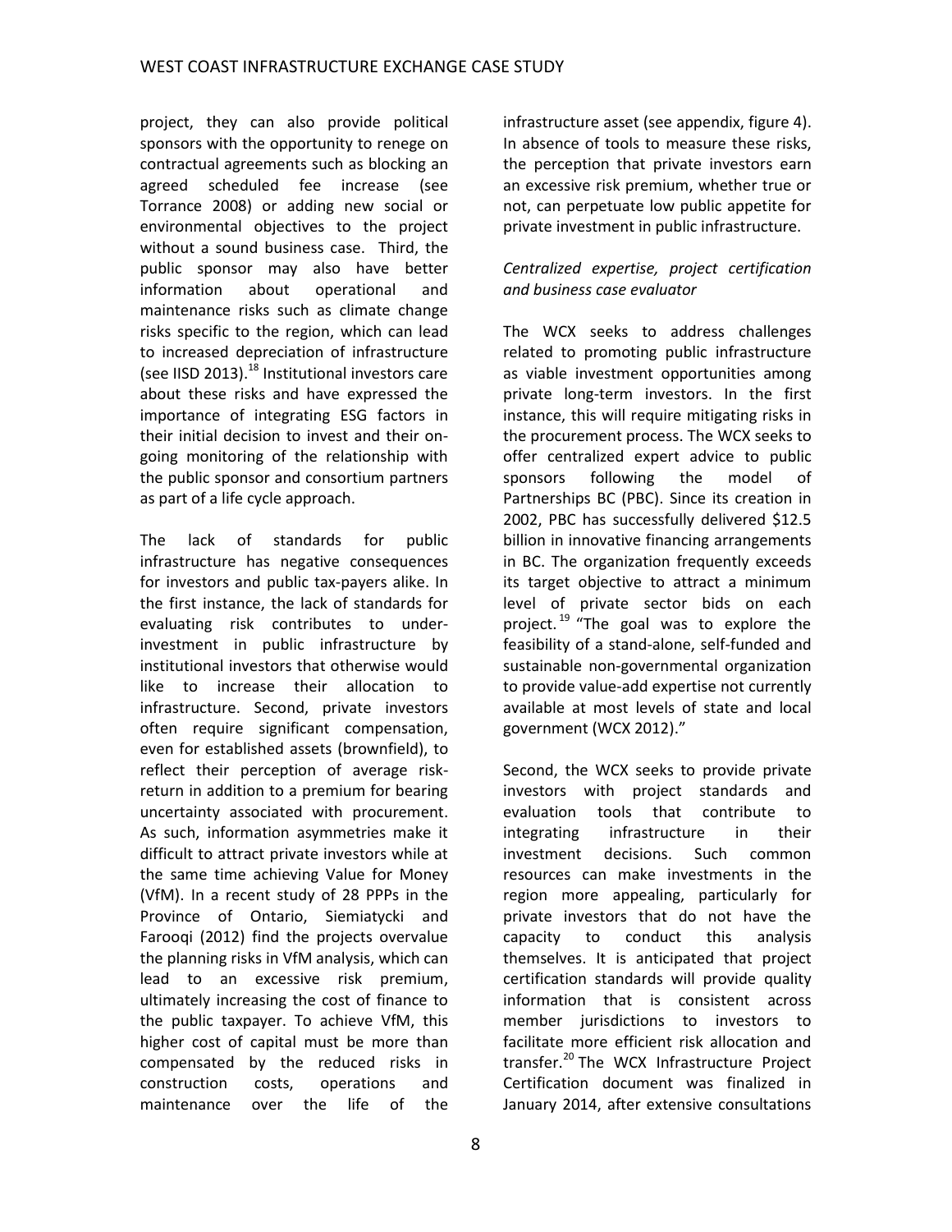project, they can also provide political sponsors with the opportunity to renege on contractual agreements such as blocking an agreed scheduled fee increase (see Torrance 2008) or adding new social or environmental objectives to the project without a sound business case. Third, the public sponsor may also have better information about operational and maintenance risks such as climate change risks specific to the region, which can lead to increased depreciation of infrastructure (see IISD 2013).[18] Institutional investors care about these risks and have expressed the importance of integrating ESG factors in their initial decision to invest and their on-going monitoring of the relationship with the public sponsor and consortium partners as part of a life cycle approach.

The lack of standards for public infrastructure has negative consequences for investors and public tax-payers alike. In the first instance, the lack of standards for evaluating risk contributes to under-investment in public infrastructure by institutional investors that otherwise would like to increase their allocation to infrastructure. Second, private investors often require significant compensation, even for established assets (brownfield), to reflect their perception of average risk-return in addition to a premium for bearing uncertainty associated with procurement. As such, information asymmetries make it difficult to attract private investors while at the same time achieving Value for Money (VfM). In a recent study of 28 PPPs in the Province of Ontario, Siemiatycki and Farooqi (2012) find the projects overvalue the planning risks in VfM analysis, which can lead to an excessive risk premium, ultimately increasing the cost of finance to the public taxpayer. To achieve VfM, this higher cost of capital must be more than compensated by the reduced risks in construction costs, operations and maintenance over the life of the infrastructure asset (see appendix, figure 4). In absence of tools to measure these risks, the perception that private investors earn an excessive risk premium, whether true or not, can perpetuate low public appetite for private investment in public infrastructure.

*Centralized expertise, project certification and business case evaluator*

The WCX seeks to address challenges related to promoting public infrastructure as viable investment opportunities among private long-term investors. In the first instance, this will require mitigating risks in the procurement process. The WCX seeks to offer centralized expert advice to public sponsors following the model of Partnerships BC (PBC). Since its creation in 2002, PBC has successfully delivered $12.5 billion in innovative financing arrangements in BC. The organization frequently exceeds its target objective to attract a minimum level of private sector bids on each project.[19] "The goal was to explore the feasibility of a stand-alone, self-funded and sustainable non-governmental organization to provide value-add expertise not currently available at most levels of state and local government (WCX 2012)."

Second, the WCX seeks to provide private investors with project standards and evaluation tools that contribute to integrating infrastructure in their investment decisions. Such common resources can make investments in the region more appealing, particularly for private investors that do not have the capacity to conduct this analysis themselves. It is anticipated that project certification standards will provide quality information that is consistent across member jurisdictions to investors to facilitate more efficient risk allocation and transfer.[20] The WCX Infrastructure Project Certification document was finalized in January 2014, after extensive consultations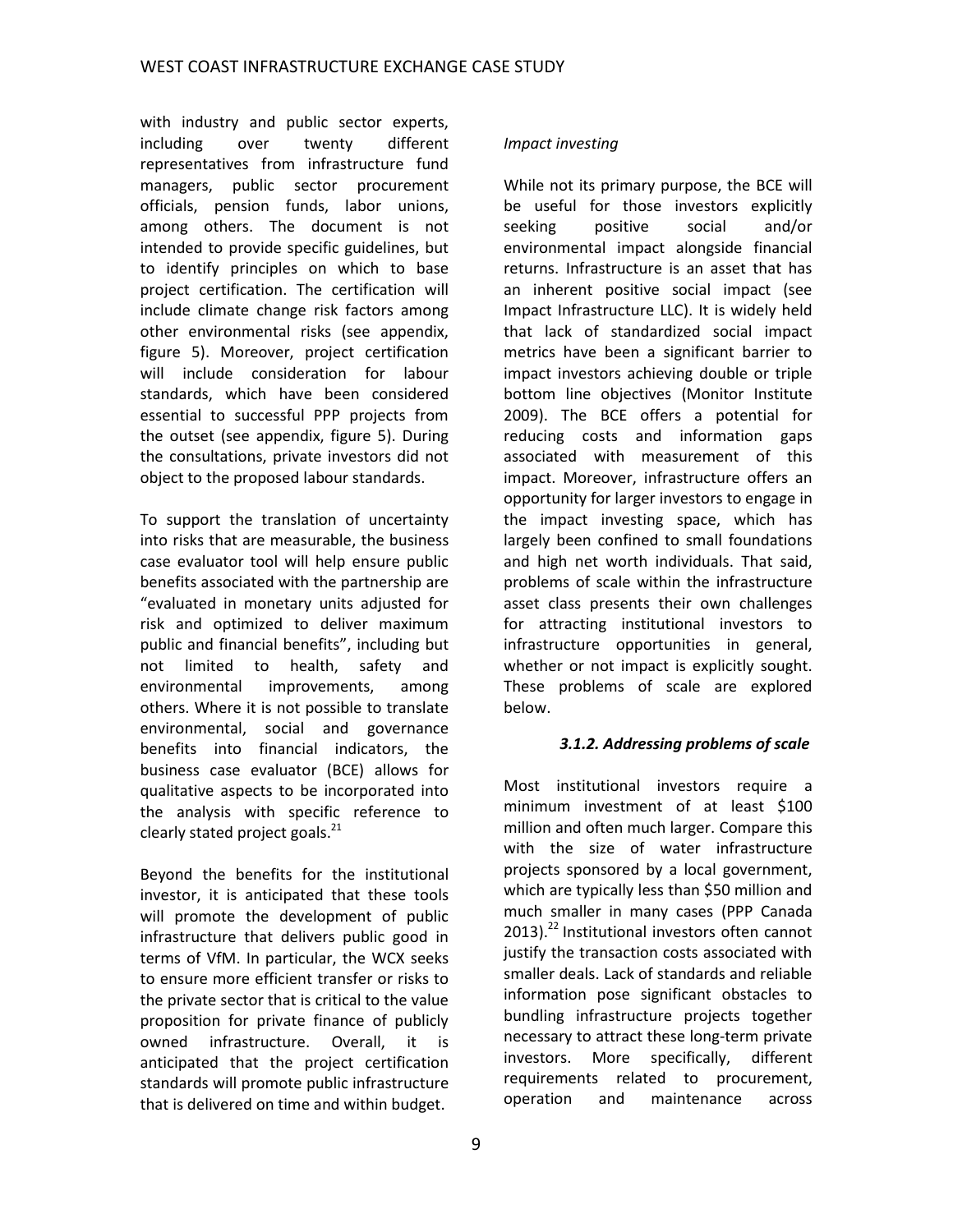with industry and public sector experts, including over twenty different representatives from infrastructure fund managers, public sector procurement officials, pension funds, labor unions, among others. The document is not intended to provide specific guidelines, but to identify principles on which to base project certification. The certification will include climate change risk factors among other environmental risks (see appendix, figure 5). Moreover, project certification will include consideration for labour standards, which have been considered essential to successful PPP projects from the outset (see appendix, figure 5). During the consultations, private investors did not object to the proposed labour standards.

To support the translation of uncertainty into risks that are measurable, the business case evaluator tool will help ensure public benefits associated with the partnership are "evaluated in monetary units adjusted for risk and optimized to deliver maximum public and financial benefits", including but not limited to health, safety and environmental improvements, among others. Where it is not possible to translate environmental, social and governance benefits into financial indicators, the business case evaluator (BCE) allows for qualitative aspects to be incorporated into the analysis with specific reference to clearly stated project goals.[21]

Beyond the benefits for the institutional investor, it is anticipated that these tools will promote the development of public infrastructure that delivers public good in terms of VfM. In particular, the WCX seeks to ensure more efficient transfer or risks to the private sector that is critical to the value proposition for private finance of publicly owned infrastructure. Overall, it is anticipated that the project certification standards will promote public infrastructure that is delivered on time and within budget.

*Impact investing*

While not its primary purpose, the BCE will be useful for those investors explicitly seeking positive social and/or environmental impact alongside financial returns. Infrastructure is an asset that has an inherent positive social impact (see Impact Infrastructure LLC). It is widely held that lack of standardized social impact metrics have been a significant barrier to impact investors achieving double or triple bottom line objectives (Monitor Institute 2009). The BCE offers a potential for reducing costs and information gaps associated with measurement of this impact. Moreover, infrastructure offers an opportunity for larger investors to engage in the impact investing space, which has largely been confined to small foundations and high net worth individuals. That said, problems of scale within the infrastructure asset class presents their own challenges for attracting institutional investors to infrastructure opportunities in general, whether or not impact is explicitly sought. These problems of scale are explored below.

### *3.1.2. Addressing problems of scale*

Most institutional investors require a minimum investment of at least \$100 million and often much larger. Compare this with the size of water infrastructure projects sponsored by a local government, which are typically less than \$50 million and much smaller in many cases (PPP Canada 2013).[22] Institutional investors often cannot justify the transaction costs associated with smaller deals. Lack of standards and reliable information pose significant obstacles to bundling infrastructure projects together necessary to attract these long-term private investors. More specifically, different requirements related to procurement, operation and maintenance across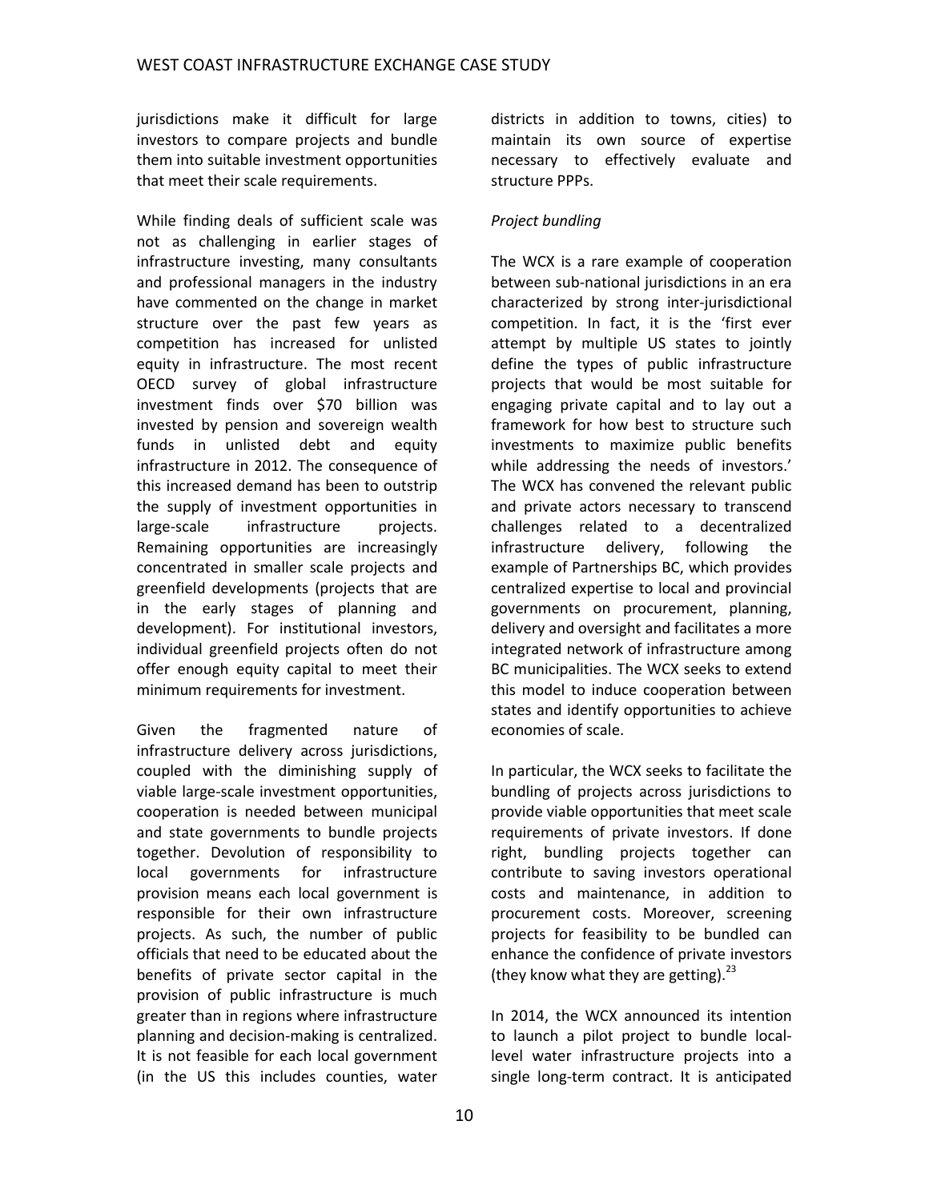jurisdictions make it difficult for large investors to compare projects and bundle them into suitable investment opportunities that meet their scale requirements.

While finding deals of sufficient scale was not as challenging in earlier stages of infrastructure investing, many consultants and professional managers in the industry have commented on the change in market structure over the past few years as competition has increased for unlisted equity in infrastructure. The most recent OECD survey of global infrastructure investment finds over $70 billion was invested by pension and sovereign wealth funds in unlisted debt and equity infrastructure in 2012. The consequence of this increased demand has been to outstrip the supply of investment opportunities in large-scale infrastructure projects. Remaining opportunities are increasingly concentrated in smaller scale projects and greenfield developments (projects that are in the early stages of planning and development). For institutional investors, individual greenfield projects often do not offer enough equity capital to meet their minimum requirements for investment.

Given the fragmented nature of infrastructure delivery across jurisdictions, coupled with the diminishing supply of viable large-scale investment opportunities, cooperation is needed between municipal and state governments to bundle projects together. Devolution of responsibility to local governments for infrastructure provision means each local government is responsible for their own infrastructure projects. As such, the number of public officials that need to be educated about the benefits of private sector capital in the provision of public infrastructure is much greater than in regions where infrastructure planning and decision-making is centralized. It is not feasible for each local government (in the US this includes counties, water districts in addition to towns, cities) to maintain its own source of expertise necessary to effectively evaluate and structure PPPs.

*Project bundling*

The WCX is a rare example of cooperation between sub-national jurisdictions in an era characterized by strong inter-jurisdictional competition. In fact, it is the 'first ever attempt by multiple US states to jointly define the types of public infrastructure projects that would be most suitable for engaging private capital and to lay out a framework for how best to structure such investments to maximize public benefits while addressing the needs of investors.' The WCX has convened the relevant public and private actors necessary to transcend challenges related to a decentralized infrastructure delivery, following the example of Partnerships BC, which provides centralized expertise to local and provincial governments on procurement, planning, delivery and oversight and facilitates a more integrated network of infrastructure among BC municipalities. The WCX seeks to extend this model to induce cooperation between states and identify opportunities to achieve economies of scale.

In particular, the WCX seeks to facilitate the bundling of projects across jurisdictions to provide viable opportunities that meet scale requirements of private investors. If done right, bundling projects together can contribute to saving investors operational costs and maintenance, in addition to procurement costs. Moreover, screening projects for feasibility to be bundled can enhance the confidence of private investors (they know what they are getting).[23]

In 2014, the WCX announced its intention to launch a pilot project to bundle local-level water infrastructure projects into a single long-term contract. It is anticipated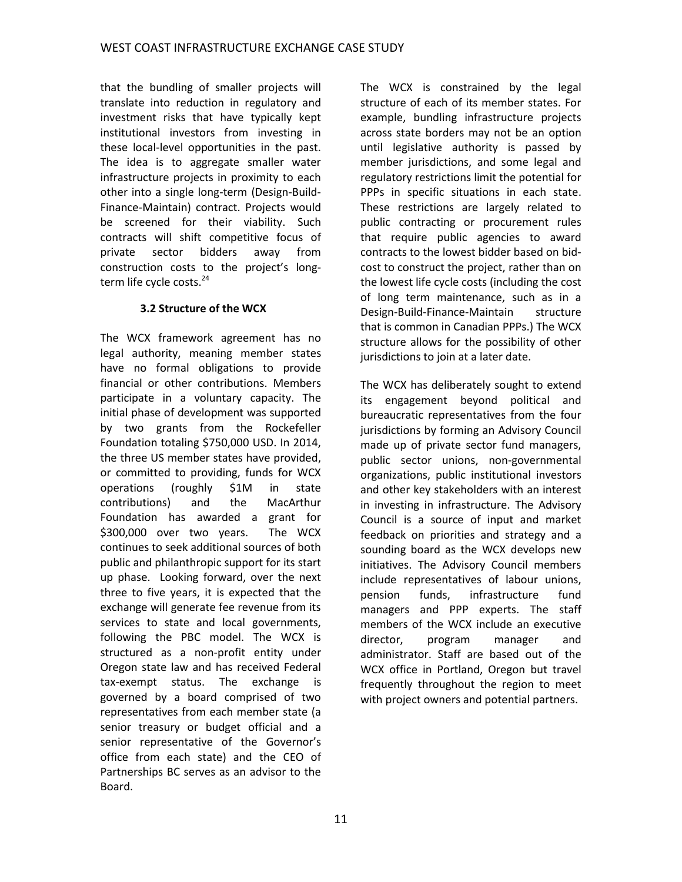that the bundling of smaller projects will translate into reduction in regulatory and investment risks that have typically kept institutional investors from investing in these local-level opportunities in the past. The idea is to aggregate smaller water infrastructure projects in proximity to each other into a single long-term (Design-Build-Finance-Maintain) contract. Projects would be screened for their viability. Such contracts will shift competitive focus of private sector bidders away from construction costs to the project's long-term life cycle costs.[24]

### 3.2 Structure of the WCX

The WCX framework agreement has no legal authority, meaning member states have no formal obligations to provide financial or other contributions. Members participate in a voluntary capacity. The initial phase of development was supported by two grants from the Rockefeller Foundation totaling $750,000 USD. In 2014, the three US member states have provided, or committed to providing, funds for WCX operations (roughly $1M in state contributions) and the MacArthur Foundation has awarded a grant for $300,000 over two years. The WCX continues to seek additional sources of both public and philanthropic support for its start up phase. Looking forward, over the next three to five years, it is expected that the exchange will generate fee revenue from its services to state and local governments, following the PBC model. The WCX is structured as a non-profit entity under Oregon state law and has received Federal tax-exempt status. The exchange is governed by a board comprised of two representatives from each member state (a senior treasury or budget official and a senior representative of the Governor's office from each state) and the CEO of Partnerships BC serves as an advisor to the Board.

The WCX is constrained by the legal structure of each of its member states. For example, bundling infrastructure projects across state borders may not be an option until legislative authority is passed by member jurisdictions, and some legal and regulatory restrictions limit the potential for PPPs in specific situations in each state. These restrictions are largely related to public contracting or procurement rules that require public agencies to award contracts to the lowest bidder based on bid-cost to construct the project, rather than on the lowest life cycle costs (including the cost of long term maintenance, such as in a Design-Build-Finance-Maintain structure that is common in Canadian PPPs.) The WCX structure allows for the possibility of other jurisdictions to join at a later date.

The WCX has deliberately sought to extend its engagement beyond political and bureaucratic representatives from the four jurisdictions by forming an Advisory Council made up of private sector fund managers, public sector unions, non-governmental organizations, public institutional investors and other key stakeholders with an interest in investing in infrastructure. The Advisory Council is a source of input and market feedback on priorities and strategy and a sounding board as the WCX develops new initiatives. The Advisory Council members include representatives of labour unions, pension funds, infrastructure fund managers and PPP experts. The staff members of the WCX include an executive director, program manager and administrator. Staff are based out of the WCX office in Portland, Oregon but travel frequently throughout the region to meet with project owners and potential partners.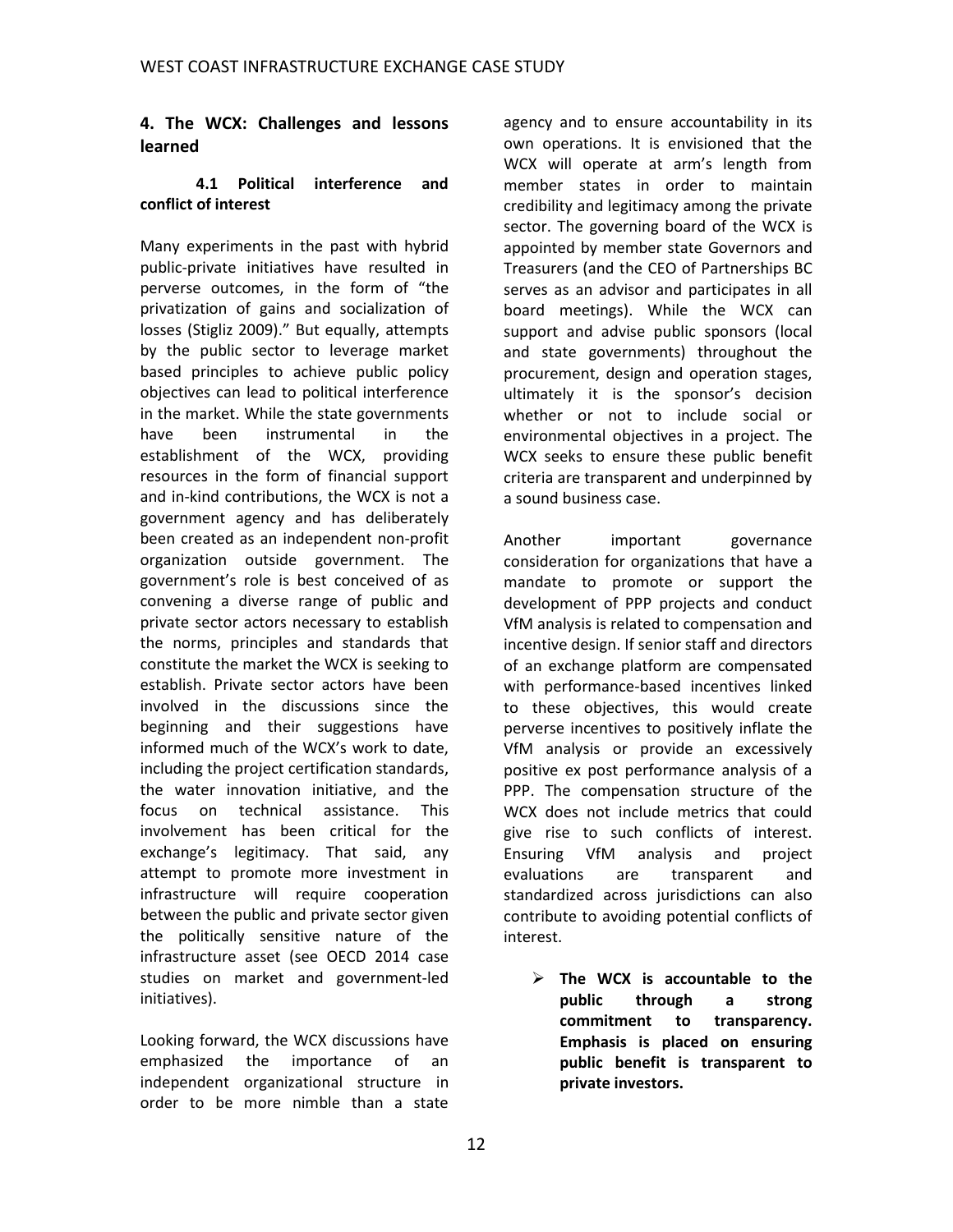## 4. The WCX: Challenges and lessons learned

### 4.1 Political interference and conflict of interest

Many experiments in the past with hybrid public-private initiatives have resulted in perverse outcomes, in the form of "the privatization of gains and socialization of losses (Stigliz 2009)." But equally, attempts by the public sector to leverage market based principles to achieve public policy objectives can lead to political interference in the market. While the state governments have been instrumental in the establishment of the WCX, providing resources in the form of financial support and in-kind contributions, the WCX is not a government agency and has deliberately been created as an independent non-profit organization outside government. The government's role is best conceived of as convening a diverse range of public and private sector actors necessary to establish the norms, principles and standards that constitute the market the WCX is seeking to establish. Private sector actors have been involved in the discussions since the beginning and their suggestions have informed much of the WCX's work to date, including the project certification standards, the water innovation initiative, and the focus on technical assistance. This involvement has been critical for the exchange's legitimacy. That said, any attempt to promote more investment in infrastructure will require cooperation between the public and private sector given the politically sensitive nature of the infrastructure asset (see OECD 2014 case studies on market and government-led initiatives).

Looking forward, the WCX discussions have emphasized the importance of an independent organizational structure in order to be more nimble than a state agency and to ensure accountability in its own operations. It is envisioned that the WCX will operate at arm's length from member states in order to maintain credibility and legitimacy among the private sector. The governing board of the WCX is appointed by member state Governors and Treasurers (and the CEO of Partnerships BC serves as an advisor and participates in all board meetings). While the WCX can support and advise public sponsors (local and state governments) throughout the procurement, design and operation stages, ultimately it is the sponsor's decision whether or not to include social or environmental objectives in a project. The WCX seeks to ensure these public benefit criteria are transparent and underpinned by a sound business case.

Another important governance consideration for organizations that have a mandate to promote or support the development of PPP projects and conduct VfM analysis is related to compensation and incentive design. If senior staff and directors of an exchange platform are compensated with performance-based incentives linked to these objectives, this would create perverse incentives to positively inflate the VfM analysis or provide an excessively positive ex post performance analysis of a PPP. The compensation structure of the WCX does not include metrics that could give rise to such conflicts of interest. Ensuring VfM analysis and project evaluations are transparent and standardized across jurisdictions can also contribute to avoiding potential conflicts of interest.

- **The WCX is accountable to the public through a strong commitment to transparency. Emphasis is placed on ensuring public benefit is transparent to private investors.**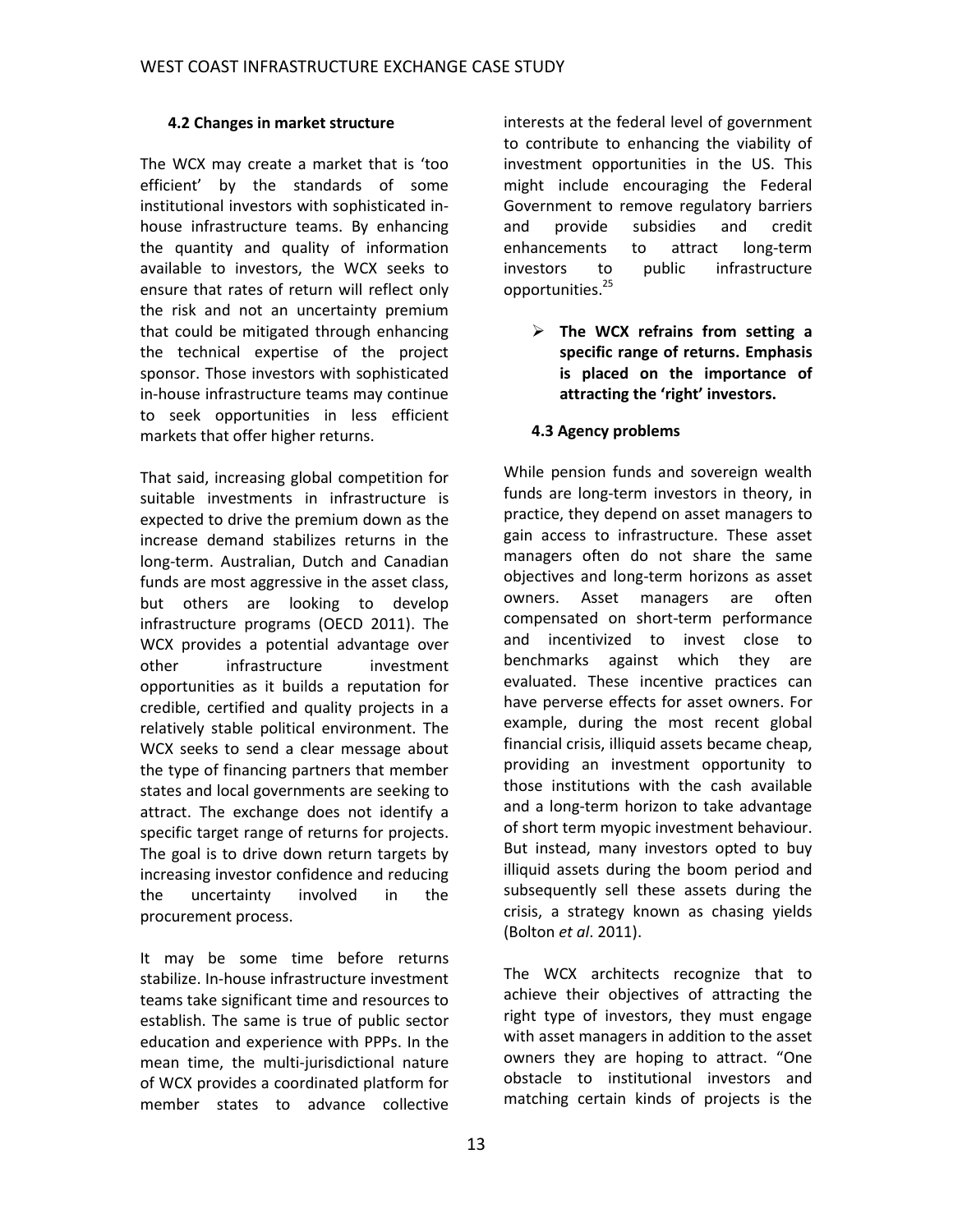### 4.2 Changes in market structure

The WCX may create a market that is 'too efficient' by the standards of some institutional investors with sophisticated in-house infrastructure teams. By enhancing the quantity and quality of information available to investors, the WCX seeks to ensure that rates of return will reflect only the risk and not an uncertainty premium that could be mitigated through enhancing the technical expertise of the project sponsor. Those investors with sophisticated in-house infrastructure teams may continue to seek opportunities in less efficient markets that offer higher returns.

That said, increasing global competition for suitable investments in infrastructure is expected to drive the premium down as the increase demand stabilizes returns in the long-term. Australian, Dutch and Canadian funds are most aggressive in the asset class, but others are looking to develop infrastructure programs (OECD 2011). The WCX provides a potential advantage over other infrastructure investment opportunities as it builds a reputation for credible, certified and quality projects in a relatively stable political environment. The WCX seeks to send a clear message about the type of financing partners that member states and local governments are seeking to attract. The exchange does not identify a specific target range of returns for projects. The goal is to drive down return targets by increasing investor confidence and reducing the uncertainty involved in the procurement process.

It may be some time before returns stabilize. In-house infrastructure investment teams take significant time and resources to establish. The same is true of public sector education and experience with PPPs. In the mean time, the multi-jurisdictional nature of WCX provides a coordinated platform for member states to advance collective interests at the federal level of government to contribute to enhancing the viability of investment opportunities in the US. This might include encouraging the Federal Government to remove regulatory barriers and provide subsidies and credit enhancements to attract long-term investors to public infrastructure opportunities.[25]

- **The WCX refrains from setting a specific range of returns. Emphasis is placed on the importance of attracting the 'right' investors.**

### 4.3 Agency problems

While pension funds and sovereign wealth funds are long-term investors in theory, in practice, they depend on asset managers to gain access to infrastructure. These asset managers often do not share the same objectives and long-term horizons as asset owners. Asset managers are often compensated on short-term performance and incentivized to invest close to benchmarks against which they are evaluated. These incentive practices can have perverse effects for asset owners. For example, during the most recent global financial crisis, illiquid assets became cheap, providing an investment opportunity to those institutions with the cash available and a long-term horizon to take advantage of short term myopic investment behaviour. But instead, many investors opted to buy illiquid assets during the boom period and subsequently sell these assets during the crisis, a strategy known as chasing yields (Bolton *et al*. 2011).

The WCX architects recognize that to achieve their objectives of attracting the right type of investors, they must engage with asset managers in addition to the asset owners they are hoping to attract. "One obstacle to institutional investors and matching certain kinds of projects is the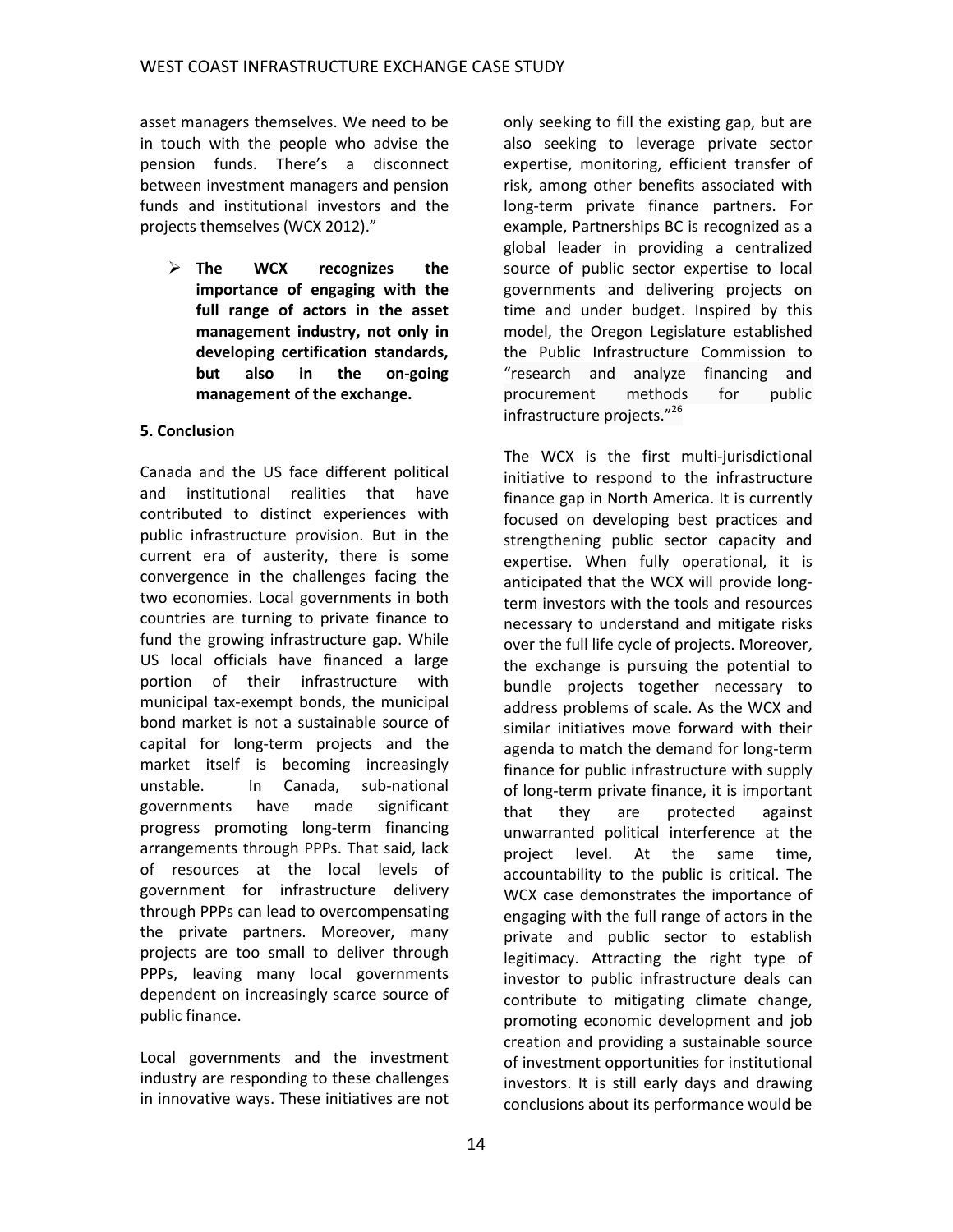asset managers themselves. We need to be in touch with the people who advise the pension funds. There's a disconnect between investment managers and pension funds and institutional investors and the projects themselves (WCX 2012)."

- **The WCX recognizes the importance of engaging with the full range of actors in the asset management industry, not only in developing certification standards, but also in the on-going management of the exchange.**

**5. Conclusion**

Canada and the US face different political and institutional realities that have contributed to distinct experiences with public infrastructure provision. But in the current era of austerity, there is some convergence in the challenges facing the two economies. Local governments in both countries are turning to private finance to fund the growing infrastructure gap. While US local officials have financed a large portion of their infrastructure with municipal tax-exempt bonds, the municipal bond market is not a sustainable source of capital for long-term projects and the market itself is becoming increasingly unstable. In Canada, sub-national governments have made significant progress promoting long-term financing arrangements through PPPs. That said, lack of resources at the local levels of government for infrastructure delivery through PPPs can lead to overcompensating the private partners. Moreover, many projects are too small to deliver through PPPs, leaving many local governments dependent on increasingly scarce source of public finance.

Local governments and the investment industry are responding to these challenges in innovative ways. These initiatives are not only seeking to fill the existing gap, but are also seeking to leverage private sector expertise, monitoring, efficient transfer of risk, among other benefits associated with long-term private finance partners. For example, Partnerships BC is recognized as a global leader in providing a centralized source of public sector expertise to local governments and delivering projects on time and under budget. Inspired by this model, the Oregon Legislature established the Public Infrastructure Commission to "research and analyze financing and procurement methods for public infrastructure projects."[26]

The WCX is the first multi-jurisdictional initiative to respond to the infrastructure finance gap in North America. It is currently focused on developing best practices and strengthening public sector capacity and expertise. When fully operational, it is anticipated that the WCX will provide long-term investors with the tools and resources necessary to understand and mitigate risks over the full life cycle of projects. Moreover, the exchange is pursuing the potential to bundle projects together necessary to address problems of scale. As the WCX and similar initiatives move forward with their agenda to match the demand for long-term finance for public infrastructure with supply of long-term private finance, it is important that they are protected against unwarranted political interference at the project level. At the same time, accountability to the public is critical. The WCX case demonstrates the importance of engaging with the full range of actors in the private and public sector to establish legitimacy. Attracting the right type of investor to public infrastructure deals can contribute to mitigating climate change, promoting economic development and job creation and providing a sustainable source of investment opportunities for institutional investors. It is still early days and drawing conclusions about its performance would be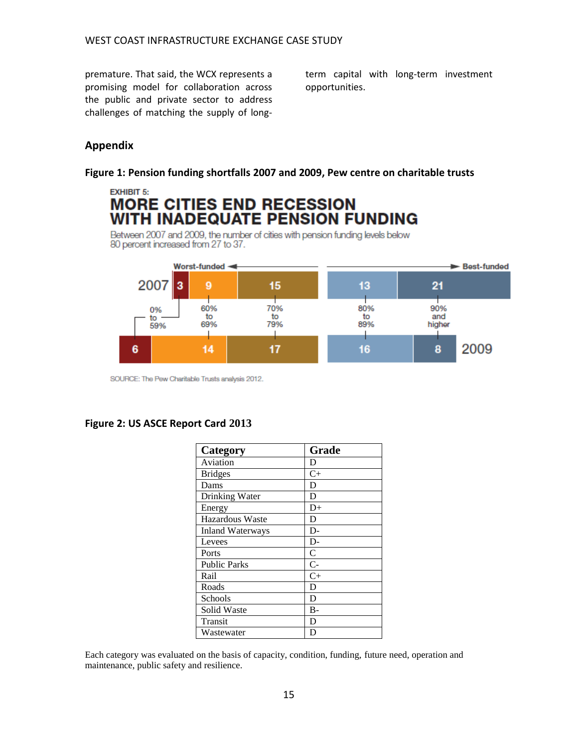premature. That said, the WCX represents a promising model for collaboration across the public and private sector to address challenges of matching the supply of long-term capital with long-term investment opportunities.

## Appendix

**Figure 1: Pension funding shortfalls 2007 and 2009, Pew centre on charitable trusts**

EXHIBIT 5:

**MORE CITIES END RECESSION WITH INADEQUATE PENSION FUNDING**

Between 2007 and 2009, the number of cities with pension funding levels below 80 percent increased from 27 to 37.

| Year | 0% to 59% | 60% to 69% | 70% to 79% | 80% to 89% | 90% and higher |
|---|---|---|---|---|---|
| 2007 | 3 | 9 | 15 | 13 | 21 |
| 2009 | 6 | 14 | 17 | 16 | 8 |

Worst-funded ← → Best-funded

SOURCE: The Pew Charitable Trusts analysis 2012.

**Figure 2: US ASCE Report Card 2013**

| Category | Grade |
|---|---|
| Aviation | D |
| Bridges | C+ |
| Dams | D |
| Drinking Water | D |
| Energy | D+ |
| Hazardous Waste | D |
| Inland Waterways | D- |
| Levees | D- |
| Ports | C |
| Public Parks | C- |
| Rail | C+ |
| Roads | D |
| Schools | D |
| Solid Waste | B- |
| Transit | D |
| Wastewater | D |

Each category was evaluated on the basis of capacity, condition, funding, future need, operation and maintenance, public safety and resilience.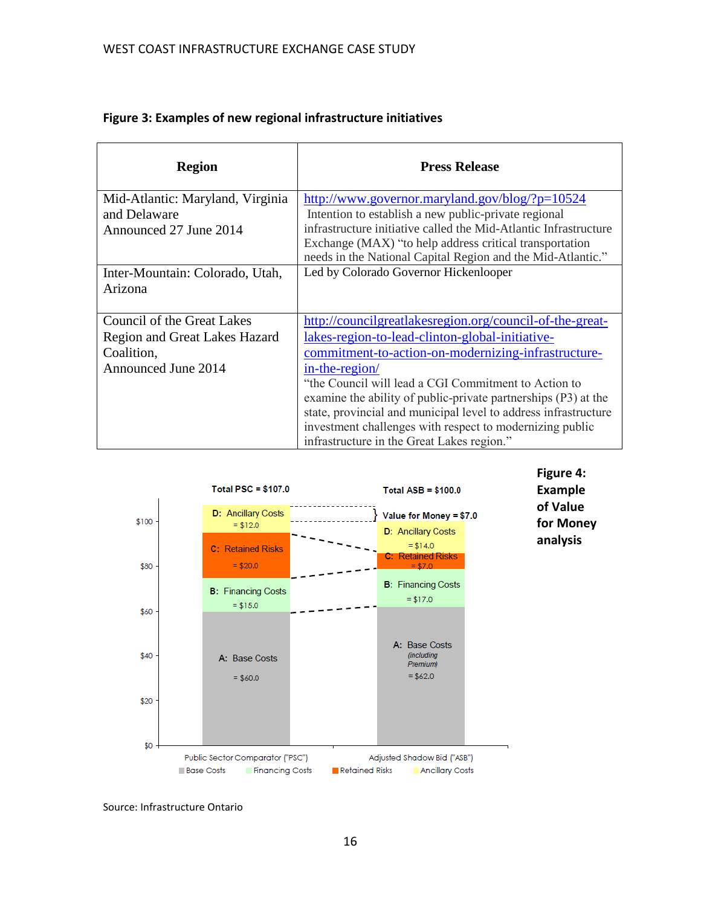**Figure 3: Examples of new regional infrastructure initiatives**

| Region | Press Release |
|---|---|
| Mid-Atlantic: Maryland, Virginia and Delaware<br>Announced 27 June 2014 | http://www.governor.maryland.gov/blog/?p=10524<br>Intention to establish a new public-private regional infrastructure initiative called the Mid-Atlantic Infrastructure Exchange (MAX) "to help address critical transportation needs in the National Capital Region and the Mid-Atlantic." |
| Inter-Mountain: Colorado, Utah, Arizona | Led by Colorado Governor Hickenlooper |
| Council of the Great Lakes Region and Great Lakes Hazard Coalition,<br>Announced June 2014 | http://councilgreatlakesregion.org/council-of-the-great-lakes-region-to-lead-clinton-global-initiative-commitment-to-action-on-modernizing-infrastructure-in-the-region/<br>"the Council will lead a CGI Commitment to Action to examine the ability of public-private partnerships (P3) at the state, provincial and municipal level to address infrastructure investment challenges with respect to modernizing public infrastructure in the Great Lakes region." |

**Figure 4: Example of Value for Money analysis**

| Component | Public Sector Comparator ("PSC") | Adjusted Shadow Bid ("ASB") |
|---|---|---|
| A: Base Costs | $60.0 | $62.0 (including Premium) |
| B: Financing Costs | $15.0 | $17.0 |
| C: Retained Risks | $20.0 | $7.0 |
| D: Ancillary Costs | $12.0 | $14.0 |
| Total | Total PSC = $107.0 | Total ASB = $100.0 |

Value for Money = $7.0

Source: Infrastructure Ontario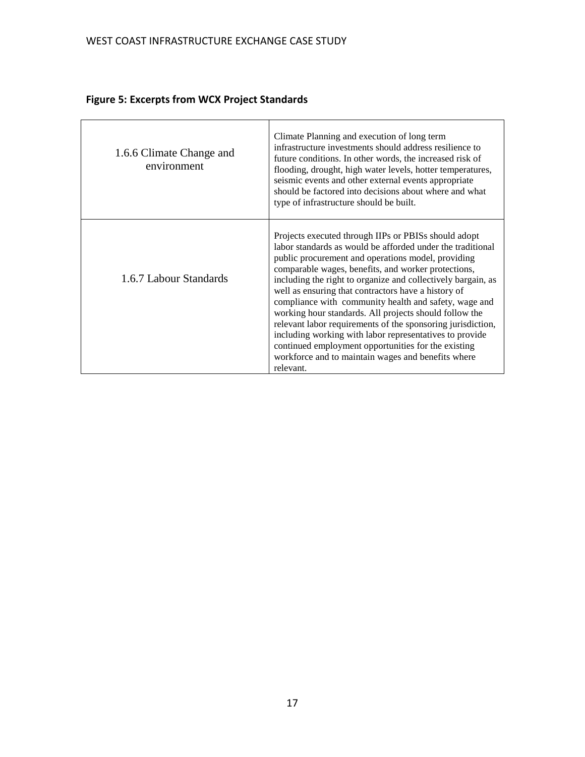**Figure 5: Excerpts from WCX Project Standards**

| | |
|---|---|
| 1.6.6 Climate Change and environment | Climate Planning and execution of long term infrastructure investments should address resilience to future conditions. In other words, the increased risk of flooding, drought, high water levels, hotter temperatures, seismic events and other external events appropriate should be factored into decisions about where and what type of infrastructure should be built. |
| 1.6.7 Labour Standards | Projects executed through IIPs or PBISs should adopt labor standards as would be afforded under the traditional public procurement and operations model, providing comparable wages, benefits, and worker protections, including the right to organize and collectively bargain, as well as ensuring that contractors have a history of compliance with community health and safety, wage and working hour standards. All projects should follow the relevant labor requirements of the sponsoring jurisdiction, including working with labor representatives to provide continued employment opportunities for the existing workforce and to maintain wages and benefits where relevant. |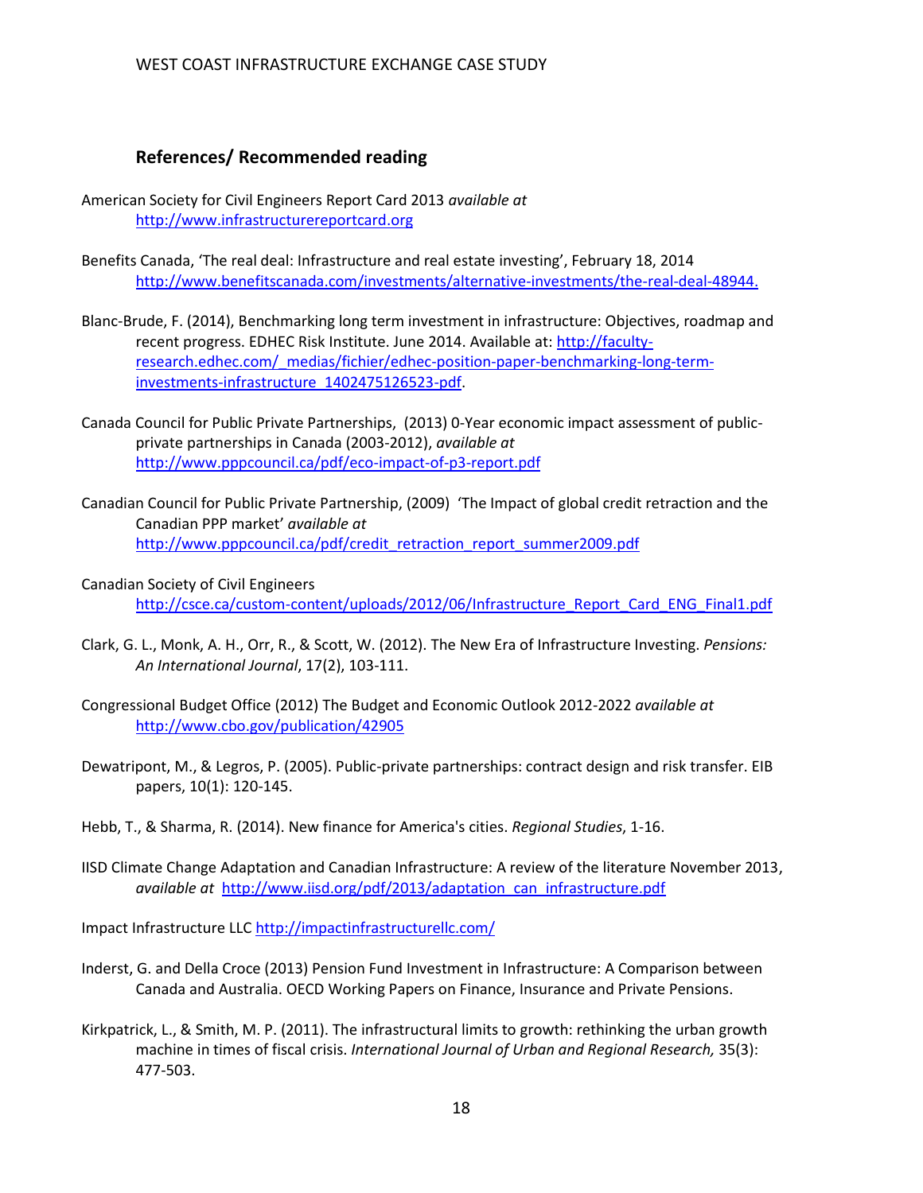## References/ Recommended reading

American Society for Civil Engineers Report Card 2013 *available at* http://www.infrastructurereportcard.org

Benefits Canada, 'The real deal: Infrastructure and real estate investing', February 18, 2014 http://www.benefitscanada.com/investments/alternative-investments/the-real-deal-48944.

Blanc-Brude, F. (2014), Benchmarking long term investment in infrastructure: Objectives, roadmap and recent progress. EDHEC Risk Institute. June 2014. Available at: http://faculty-research.edhec.com/_medias/fichier/edhec-position-paper-benchmarking-long-term-investments-infrastructure_1402475126523-pdf.

Canada Council for Public Private Partnerships, (2013) 0-Year economic impact assessment of public-private partnerships in Canada (2003-2012), *available at* http://www.pppcouncil.ca/pdf/eco-impact-of-p3-report.pdf

Canadian Council for Public Private Partnership, (2009) 'The Impact of global credit retraction and the Canadian PPP market' *available at* http://www.pppcouncil.ca/pdf/credit_retraction_report_summer2009.pdf

Canadian Society of Civil Engineers http://csce.ca/custom-content/uploads/2012/06/Infrastructure_Report_Card_ENG_Final1.pdf

Clark, G. L., Monk, A. H., Orr, R., & Scott, W. (2012). The New Era of Infrastructure Investing. *Pensions: An International Journal*, 17(2), 103-111.

Congressional Budget Office (2012) The Budget and Economic Outlook 2012-2022 *available at* http://www.cbo.gov/publication/42905

Dewatripont, M., & Legros, P. (2005). Public-private partnerships: contract design and risk transfer. EIB papers, 10(1): 120-145.

Hebb, T., & Sharma, R. (2014). New finance for America's cities. *Regional Studies*, 1-16.

IISD Climate Change Adaptation and Canadian Infrastructure: A review of the literature November 2013, *available at* http://www.iisd.org/pdf/2013/adaptation_can_infrastructure.pdf

Impact Infrastructure LLC http://impactinfrastructurellc.com/

Inderst, G. and Della Croce (2013) Pension Fund Investment in Infrastructure: A Comparison between Canada and Australia. OECD Working Papers on Finance, Insurance and Private Pensions.

Kirkpatrick, L., & Smith, M. P. (2011). The infrastructural limits to growth: rethinking the urban growth machine in times of fiscal crisis. *International Journal of Urban and Regional Research,* 35(3): 477-503.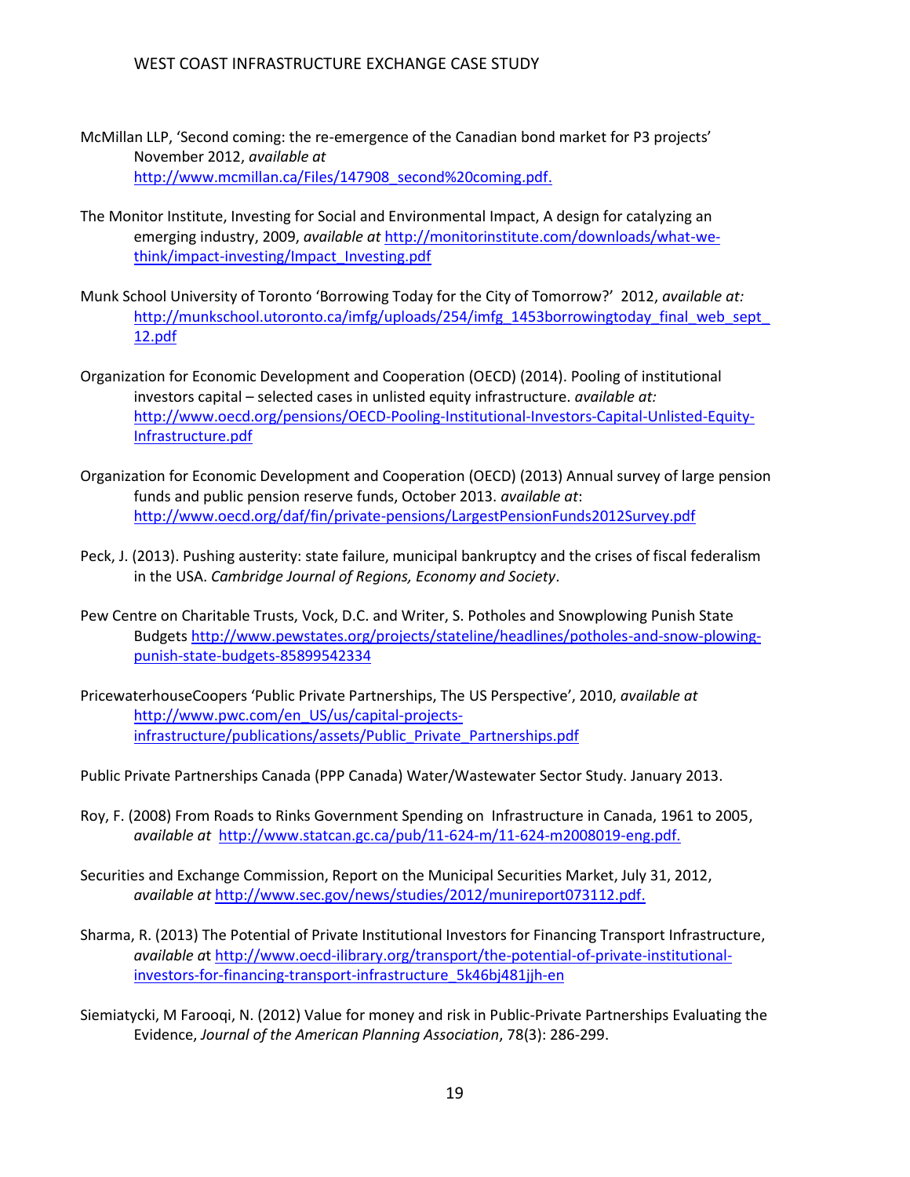McMillan LLP, 'Second coming: the re-emergence of the Canadian bond market for P3 projects' November 2012, *available at* http://www.mcmillan.ca/Files/147908_second%20coming.pdf.

The Monitor Institute, Investing for Social and Environmental Impact, A design for catalyzing an emerging industry, 2009, *available at* http://monitorinstitute.com/downloads/what-we-think/impact-investing/Impact_Investing.pdf

Munk School University of Toronto 'Borrowing Today for the City of Tomorrow?' 2012, *available at:* http://munkschool.utoronto.ca/imfg/uploads/254/imfg_1453borrowingtoday_final_web_sept_12.pdf

Organization for Economic Development and Cooperation (OECD) (2014). Pooling of institutional investors capital – selected cases in unlisted equity infrastructure. *available at:* http://www.oecd.org/pensions/OECD-Pooling-Institutional-Investors-Capital-Unlisted-Equity-Infrastructure.pdf

Organization for Economic Development and Cooperation (OECD) (2013) Annual survey of large pension funds and public pension reserve funds, October 2013. *available at*: http://www.oecd.org/daf/fin/private-pensions/LargestPensionFunds2012Survey.pdf

Peck, J. (2013). Pushing austerity: state failure, municipal bankruptcy and the crises of fiscal federalism in the USA. *Cambridge Journal of Regions, Economy and Society*.

Pew Centre on Charitable Trusts, Vock, D.C. and Writer, S. Potholes and Snowplowing Punish State Budgets http://www.pewstates.org/projects/stateline/headlines/potholes-and-snow-plowing-punish-state-budgets-85899542334

PricewaterhouseCoopers 'Public Private Partnerships, The US Perspective', 2010, *available at* http://www.pwc.com/en_US/us/capital-projects-infrastructure/publications/assets/Public_Private_Partnerships.pdf

Public Private Partnerships Canada (PPP Canada) Water/Wastewater Sector Study. January 2013.

Roy, F. (2008) From Roads to Rinks Government Spending on Infrastructure in Canada, 1961 to 2005, *available at* http://www.statcan.gc.ca/pub/11-624-m/11-624-m2008019-eng.pdf.

Securities and Exchange Commission, Report on the Municipal Securities Market, July 31, 2012, *available at* http://www.sec.gov/news/studies/2012/munireport073112.pdf.

Sharma, R. (2013) The Potential of Private Institutional Investors for Financing Transport Infrastructure, *available at* http://www.oecd-ilibrary.org/transport/the-potential-of-private-institutional-investors-for-financing-transport-infrastructure_5k46bj481jjh-en

Siemiatycki, M Farooqi, N. (2012) Value for money and risk in Public-Private Partnerships Evaluating the Evidence, *Journal of the American Planning Association*, 78(3): 286-299.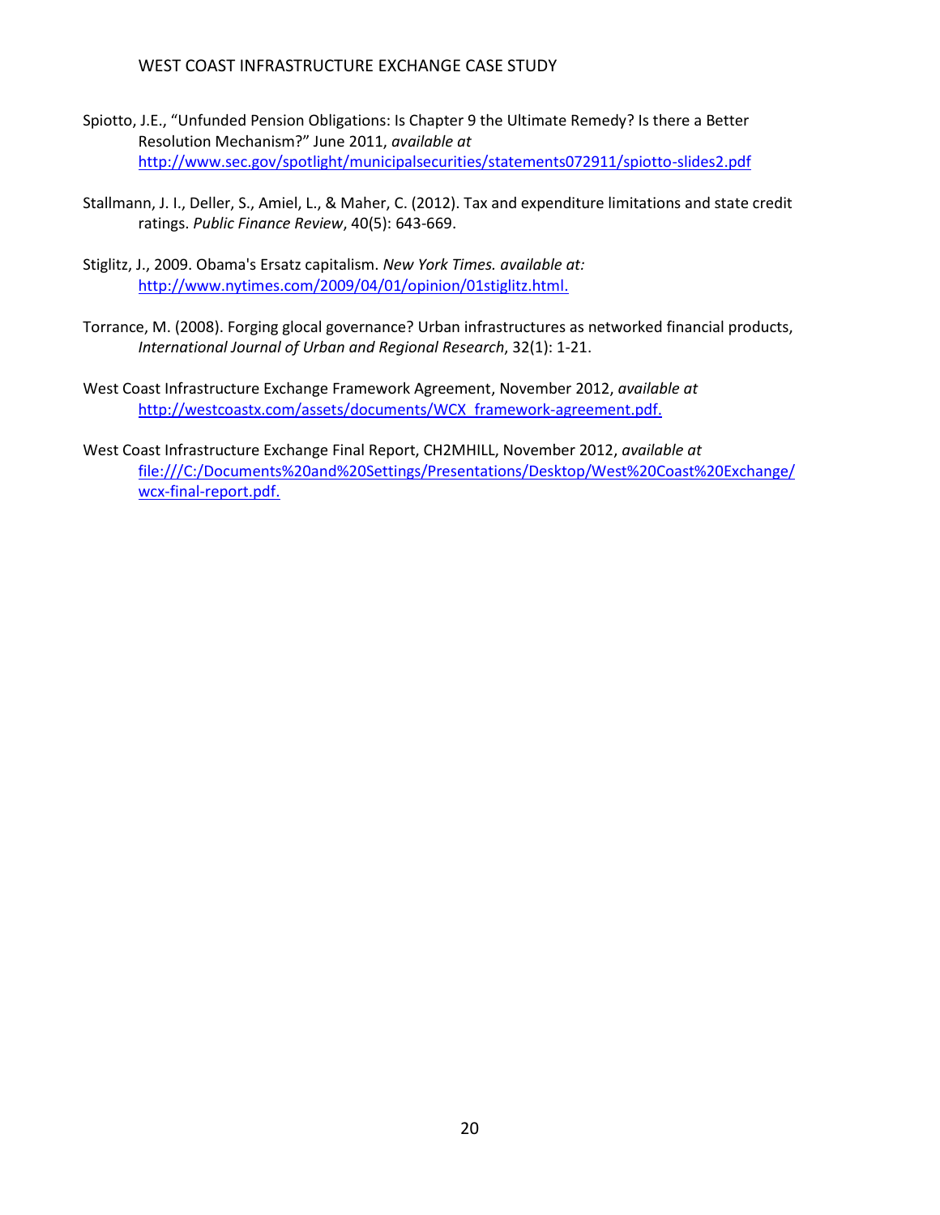Spiotto, J.E., “Unfunded Pension Obligations: Is Chapter 9 the Ultimate Remedy? Is there a Better Resolution Mechanism?” June 2011, *available at* http://www.sec.gov/spotlight/municipalsecurities/statements072911/spiotto-slides2.pdf

Stallmann, J. I., Deller, S., Amiel, L., & Maher, C. (2012). Tax and expenditure limitations and state credit ratings. *Public Finance Review*, 40(5): 643-669.

Stiglitz, J., 2009. Obama's Ersatz capitalism. *New York Times. available at:* http://www.nytimes.com/2009/04/01/opinion/01stiglitz.html.

Torrance, M. (2008). Forging glocal governance? Urban infrastructures as networked financial products, *International Journal of Urban and Regional Research*, 32(1): 1-21.

West Coast Infrastructure Exchange Framework Agreement, November 2012, *available at* http://westcoastx.com/assets/documents/WCX_framework-agreement.pdf.

West Coast Infrastructure Exchange Final Report, CH2MHILL, November 2012, *available at* file:///C:/Documents%20and%20Settings/Presentations/Desktop/West%20Coast%20Exchange/wcx-final-report.pdf.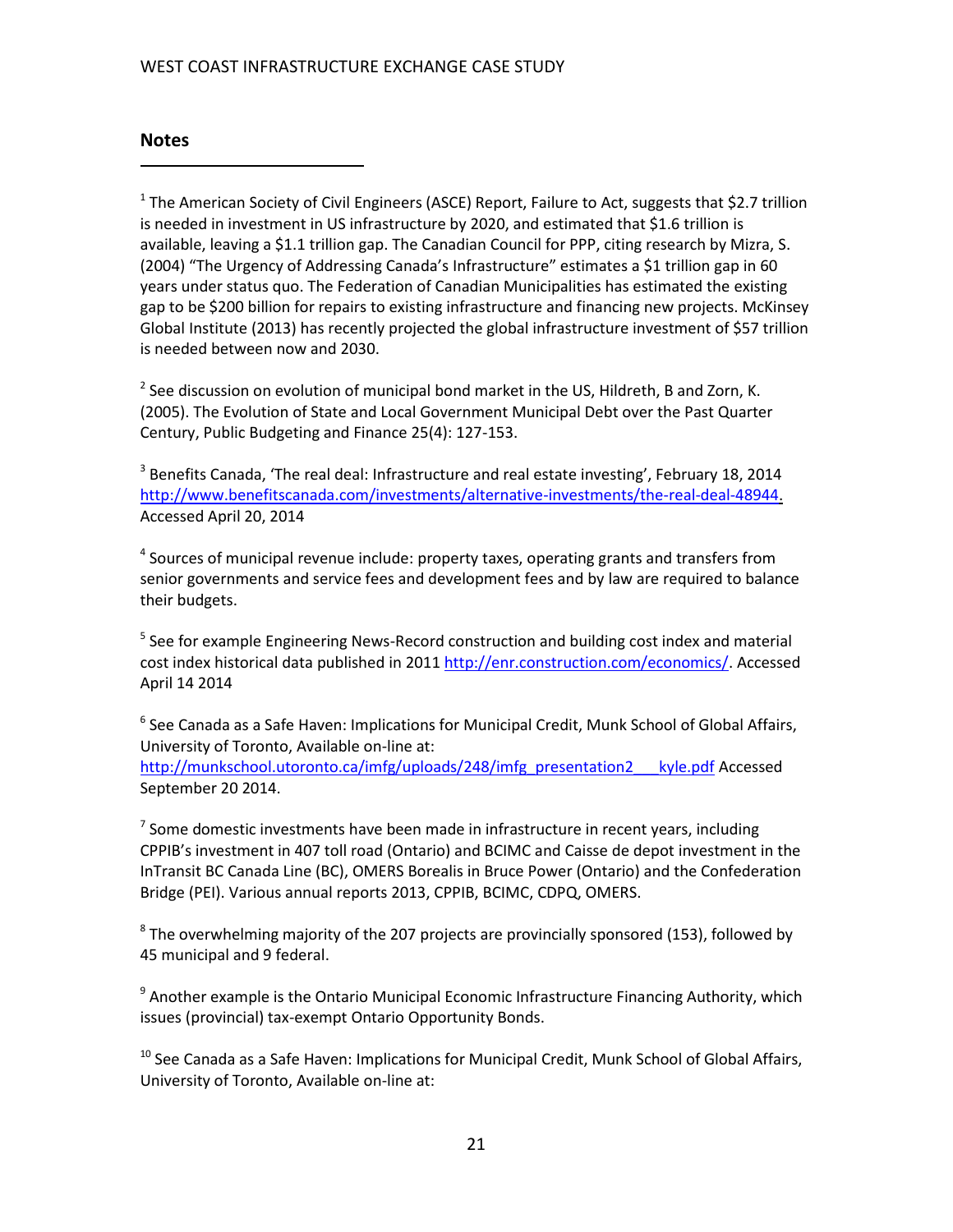## Notes

[1] The American Society of Civil Engineers (ASCE) Report, Failure to Act, suggests that $2.7 trillion is needed in investment in US infrastructure by 2020, and estimated that $1.6 trillion is available, leaving a $1.1 trillion gap. The Canadian Council for PPP, citing research by Mizra, S. (2004) "The Urgency of Addressing Canada's Infrastructure" estimates a $1 trillion gap in 60 years under status quo. The Federation of Canadian Municipalities has estimated the existing gap to be $200 billion for repairs to existing infrastructure and financing new projects. McKinsey Global Institute (2013) has recently projected the global infrastructure investment of $57 trillion is needed between now and 2030.

[2] See discussion on evolution of municipal bond market in the US, Hildreth, B and Zorn, K. (2005). The Evolution of State and Local Government Municipal Debt over the Past Quarter Century, Public Budgeting and Finance 25(4): 127-153.

[3] Benefits Canada, 'The real deal: Infrastructure and real estate investing', February 18, 2014 http://www.benefitscanada.com/investments/alternative-investments/the-real-deal-48944. Accessed April 20, 2014

[4] Sources of municipal revenue include: property taxes, operating grants and transfers from senior governments and service fees and development fees and by law are required to balance their budgets.

[5] See for example Engineering News-Record construction and building cost index and material cost index historical data published in 2011 http://enr.construction.com/economics/. Accessed April 14 2014

[6] See Canada as a Safe Haven: Implications for Municipal Credit, Munk School of Global Affairs, University of Toronto, Available on-line at: http://munkschool.utoronto.ca/imfg/uploads/248/imfg_presentation2___kyle.pdf Accessed September 20 2014.

[7] Some domestic investments have been made in infrastructure in recent years, including CPPIB's investment in 407 toll road (Ontario) and BCIMC and Caisse de depot investment in the InTransit BC Canada Line (BC), OMERS Borealis in Bruce Power (Ontario) and the Confederation Bridge (PEI). Various annual reports 2013, CPPIB, BCIMC, CDPQ, OMERS.

[8] The overwhelming majority of the 207 projects are provincially sponsored (153), followed by 45 municipal and 9 federal.

[9] Another example is the Ontario Municipal Economic Infrastructure Financing Authority, which issues (provincial) tax-exempt Ontario Opportunity Bonds.

[10] See Canada as a Safe Haven: Implications for Municipal Credit, Munk School of Global Affairs, University of Toronto, Available on-line at: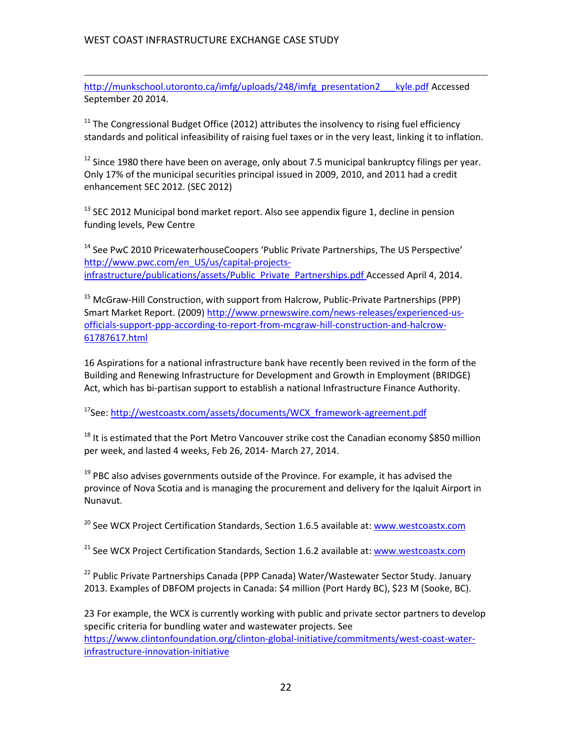http://munkschool.utoronto.ca/imfg/uploads/248/imfg_presentation2___kyle.pdf Accessed September 20 2014.

[11] The Congressional Budget Office (2012) attributes the insolvency to rising fuel efficiency standards and political infeasibility of raising fuel taxes or in the very least, linking it to inflation.

[12] Since 1980 there have been on average, only about 7.5 municipal bankruptcy filings per year. Only 17% of the municipal securities principal issued in 2009, 2010, and 2011 had a credit enhancement SEC 2012. (SEC 2012)

[13] SEC 2012 Municipal bond market report. Also see appendix figure 1, decline in pension funding levels, Pew Centre

[14] See PwC 2010 PricewaterhouseCoopers 'Public Private Partnerships, The US Perspective' http://www.pwc.com/en_US/us/capital-projects-infrastructure/publications/assets/Public_Private_Partnerships.pdf Accessed April 4, 2014.

[15] McGraw-Hill Construction, with support from Halcrow, Public-Private Partnerships (PPP) Smart Market Report. (2009) http://www.prnewswire.com/news-releases/experienced-us-officials-support-ppp-according-to-report-from-mcgraw-hill-construction-and-halcrow-61787617.html

16 Aspirations for a national infrastructure bank have recently been revived in the form of the Building and Renewing Infrastructure for Development and Growth in Employment (BRIDGE) Act, which has bi-partisan support to establish a national Infrastructure Finance Authority.

[17] See: http://westcoastx.com/assets/documents/WCX_framework-agreement.pdf

[18] It is estimated that the Port Metro Vancouver strike cost the Canadian economy $850 million per week, and lasted 4 weeks, Feb 26, 2014- March 27, 2014.

[19] PBC also advises governments outside of the Province. For example, it has advised the province of Nova Scotia and is managing the procurement and delivery for the Iqaluit Airport in Nunavut.

[20] See WCX Project Certification Standards, Section 1.6.5 available at: www.westcoastx.com

[21] See WCX Project Certification Standards, Section 1.6.2 available at: www.westcoastx.com

[22] Public Private Partnerships Canada (PPP Canada) Water/Wastewater Sector Study. January 2013. Examples of DBFOM projects in Canada: $4 million (Port Hardy BC), $23 M (Sooke, BC).

23 For example, the WCX is currently working with public and private sector partners to develop specific criteria for bundling water and wastewater projects. See https://www.clintonfoundation.org/clinton-global-initiative/commitments/west-coast-water-infrastructure-innovation-initiative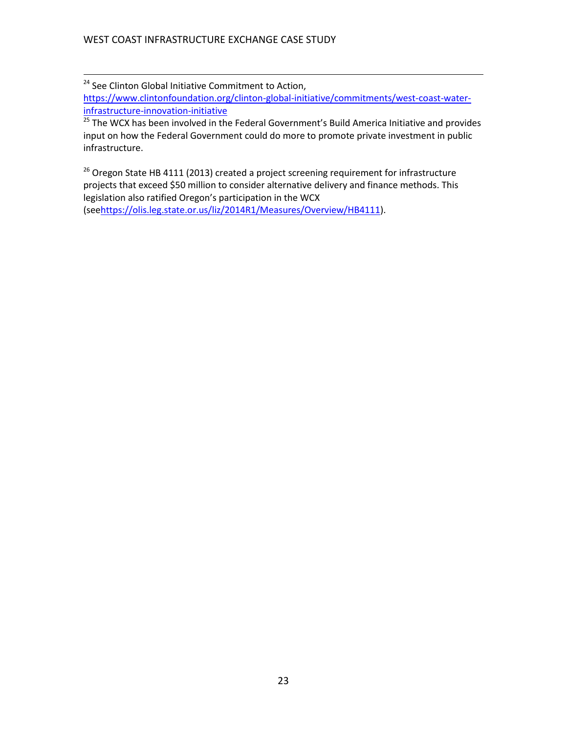[24] See Clinton Global Initiative Commitment to Action, https://www.clintonfoundation.org/clinton-global-initiative/commitments/west-coast-water-infrastructure-innovation-initiative

[25] The WCX has been involved in the Federal Government's Build America Initiative and provides input on how the Federal Government could do more to promote private investment in public infrastructure.

[26] Oregon State HB 4111 (2013) created a project screening requirement for infrastructure projects that exceed $50 million to consider alternative delivery and finance methods. This legislation also ratified Oregon's participation in the WCX (seehttps://olis.leg.state.or.us/liz/2014R1/Measures/Overview/HB4111).